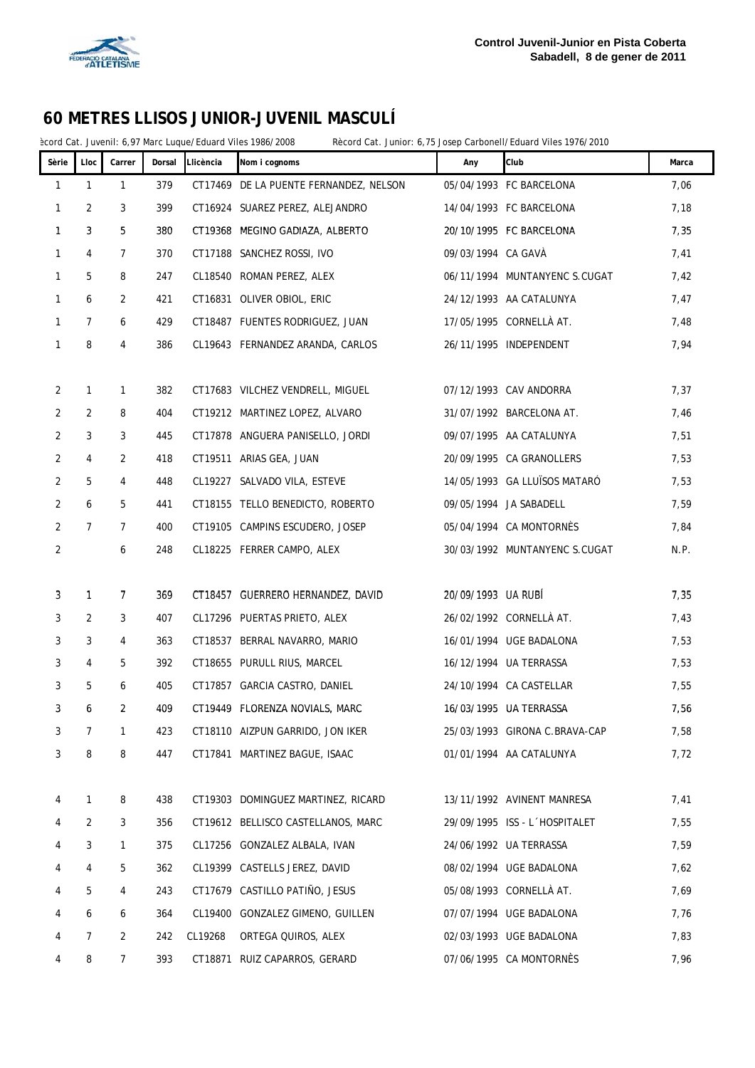**Control Juvenil-Junior en Pista Coberta**
**Sabadell, 8 de gener de 2011**

# 60 METRES LLISOS JUNIOR-JUVENIL MASCULÍ

ècord Cat. Juvenil: 6,97 Marc Luque/Eduard Viles 1986/2008 Rècord Cat. Junior: 6,75 Josep Carbonell/Eduard Viles 1976/2010

| Sèrie | Lloc | Carrer | Dorsal | Llicència | Nom i cognoms | Any | Club | Marca |
|---|---|---|---|---|---|---|---|---|
| 1 | 1 | 1 | 379 | CT17469 | DE LA PUENTE FERNANDEZ, NELSON | 05/04/1993 | FC BARCELONA | 7,06 |
| 1 | 2 | 3 | 399 | CT16924 | SUAREZ PEREZ, ALEJANDRO | 14/04/1993 | FC BARCELONA | 7,18 |
| 1 | 3 | 5 | 380 | CT19368 | MEGINO GADIAZA, ALBERTO | 20/10/1995 | FC BARCELONA | 7,35 |
| 1 | 4 | 7 | 370 | CT17188 | SANCHEZ ROSSI, IVO | 09/03/1994 | CA GAVÀ | 7,41 |
| 1 | 5 | 8 | 247 | CL18540 | ROMAN PEREZ, ALEX | 06/11/1994 | MUNTANYENC S.CUGAT | 7,42 |
| 1 | 6 | 2 | 421 | CT16831 | OLIVER OBIOL, ERIC | 24/12/1993 | AA CATALUNYA | 7,47 |
| 1 | 7 | 6 | 429 | CT18487 | FUENTES RODRIGUEZ, JUAN | 17/05/1995 | CORNELLÀ AT. | 7,48 |
| 1 | 8 | 4 | 386 | CL19643 | FERNANDEZ ARANDA, CARLOS | 26/11/1995 | INDEPENDENT | 7,94 |
| 2 | 1 | 1 | 382 | CT17683 | VILCHEZ VENDRELL, MIGUEL | 07/12/1993 | CAV ANDORRA | 7,37 |
| 2 | 2 | 8 | 404 | CT19212 | MARTINEZ LOPEZ, ALVARO | 31/07/1992 | BARCELONA AT. | 7,46 |
| 2 | 3 | 3 | 445 | CT17878 | ANGUERA PANISELLO, JORDI | 09/07/1995 | AA CATALUNYA | 7,51 |
| 2 | 4 | 2 | 418 | CT19511 | ARIAS GEA, JUAN | 20/09/1995 | CA GRANOLLERS | 7,53 |
| 2 | 5 | 4 | 448 | CL19227 | SALVADO VILA, ESTEVE | 14/05/1993 | GA LLUÏSOS MATARÓ | 7,53 |
| 2 | 6 | 5 | 441 | CT18155 | TELLO BENEDICTO, ROBERTO | 09/05/1994 | JA SABADELL | 7,59 |
| 2 | 7 | 7 | 400 | CT19105 | CAMPINS ESCUDERO, JOSEP | 05/04/1994 | CA MONTORNÈS | 7,84 |
| 2 | | 6 | 248 | CL18225 | FERRER CAMPO, ALEX | 30/03/1992 | MUNTANYENC S.CUGAT | N.P. |
| 3 | 1 | 7 | 369 | CT18457 | GUERRERO HERNANDEZ, DAVID | 20/09/1993 | UA RUBÍ | 7,35 |
| 3 | 2 | 3 | 407 | CL17296 | PUERTAS PRIETO, ALEX | 26/02/1992 | CORNELLÀ AT. | 7,43 |
| 3 | 3 | 4 | 363 | CT18537 | BERRAL NAVARRO, MARIO | 16/01/1994 | UGE BADALONA | 7,53 |
| 3 | 4 | 5 | 392 | CT18655 | PURULL RIUS, MARCEL | 16/12/1994 | UA TERRASSA | 7,53 |
| 3 | 5 | 6 | 405 | CT17857 | GARCIA CASTRO, DANIEL | 24/10/1994 | CA CASTELLAR | 7,55 |
| 3 | 6 | 2 | 409 | CT19449 | FLORENZA NOVIALS, MARC | 16/03/1995 | UA TERRASSA | 7,56 |
| 3 | 7 | 1 | 423 | CT18110 | AIZPUN GARRIDO, JON IKER | 25/03/1993 | GIRONA C.BRAVA-CAP | 7,58 |
| 3 | 8 | 8 | 447 | CT17841 | MARTINEZ BAGUE, ISAAC | 01/01/1994 | AA CATALUNYA | 7,72 |
| 4 | 1 | 8 | 438 | CT19303 | DOMINGUEZ MARTINEZ, RICARD | 13/11/1992 | AVINENT MANRESA | 7,41 |
| 4 | 2 | 3 | 356 | CT19612 | BELLISCO CASTELLANOS, MARC | 29/09/1995 | ISS - L´HOSPITALET | 7,55 |
| 4 | 3 | 1 | 375 | CL17256 | GONZALEZ ALBALA, IVAN | 24/06/1992 | UA TERRASSA | 7,59 |
| 4 | 4 | 5 | 362 | CL19399 | CASTELLS JEREZ, DAVID | 08/02/1994 | UGE BADALONA | 7,62 |
| 4 | 5 | 4 | 243 | CT17679 | CASTILLO PATIÑO, JESUS | 05/08/1993 | CORNELLÀ AT. | 7,69 |
| 4 | 6 | 6 | 364 | CL19400 | GONZALEZ GIMENO, GUILLEN | 07/07/1994 | UGE BADALONA | 7,76 |
| 4 | 7 | 2 | 242 | CL19268 | ORTEGA QUIROS, ALEX | 02/03/1993 | UGE BADALONA | 7,83 |
| 4 | 8 | 7 | 393 | CT18871 | RUIZ CAPARROS, GERARD | 07/06/1995 | CA MONTORNÈS | 7,96 |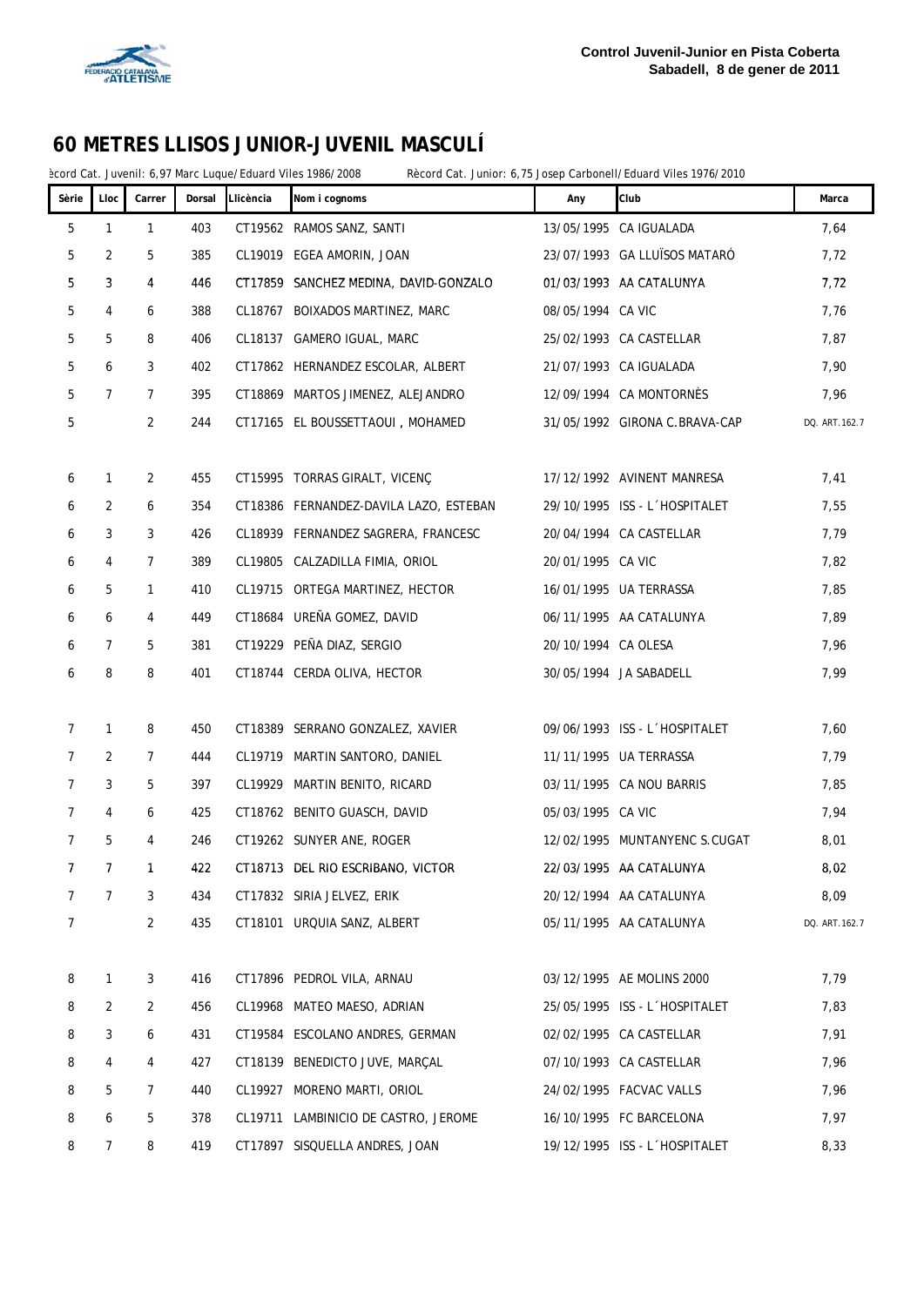Control Juvenil-Junior en Pista Coberta
Sabadell, 8 de gener de 2011

# 60 METRES LLISOS JUNIOR-JUVENIL MASCULÍ

ècord Cat. Juvenil: 6,97 Marc Luque/Eduard Viles 1986/2008 Rècord Cat. Junior: 6,75 Josep Carbonell/Eduard Viles 1976/2010

| Sèrie | Lloc | Carrer | Dorsal | Llicència | Nom i cognoms | Any | Club | Marca |
|---|---|---|---|---|---|---|---|---|
| 5 | 1 | 1 | 403 | CT19562 | RAMOS SANZ, SANTI | 13/05/1995 | CA IGUALADA | 7,64 |
| 5 | 2 | 5 | 385 | CL19019 | EGEA AMORIN, JOAN | 23/07/1993 | GA LLUÏSOS MATARÓ | 7,72 |
| 5 | 3 | 4 | 446 | CT17859 | SANCHEZ MEDINA, DAVID-GONZALO | 01/03/1993 | AA CATALUNYA | 7,72 |
| 5 | 4 | 6 | 388 | CL18767 | BOIXADOS MARTINEZ, MARC | 08/05/1994 | CA VIC | 7,76 |
| 5 | 5 | 8 | 406 | CL18137 | GAMERO IGUAL, MARC | 25/02/1993 | CA CASTELLAR | 7,87 |
| 5 | 6 | 3 | 402 | CT17862 | HERNANDEZ ESCOLAR, ALBERT | 21/07/1993 | CA IGUALADA | 7,90 |
| 5 | 7 | 7 | 395 | CT18869 | MARTOS JIMENEZ, ALEJANDRO | 12/09/1994 | CA MONTORNÈS | 7,96 |
| 5 | | 2 | 244 | CT17165 | EL BOUSSETTAOUI , MOHAMED | 31/05/1992 | GIRONA C.BRAVA-CAP | DQ. ART.162.7 |
| | | | | | | | | |
| 6 | 1 | 2 | 455 | CT15995 | TORRAS GIRALT, VICENÇ | 17/12/1992 | AVINENT MANRESA | 7,41 |
| 6 | 2 | 6 | 354 | CT18386 | FERNANDEZ-DAVILA LAZO, ESTEBAN | 29/10/1995 | ISS - L´HOSPITALET | 7,55 |
| 6 | 3 | 3 | 426 | CL18939 | FERNANDEZ SAGRERA, FRANCESC | 20/04/1994 | CA CASTELLAR | 7,79 |
| 6 | 4 | 7 | 389 | CL19805 | CALZADILLA FIMIA, ORIOL | 20/01/1995 | CA VIC | 7,82 |
| 6 | 5 | 1 | 410 | CL19715 | ORTEGA MARTINEZ, HECTOR | 16/01/1995 | UA TERRASSA | 7,85 |
| 6 | 6 | 4 | 449 | CT18684 | UREÑA GOMEZ, DAVID | 06/11/1995 | AA CATALUNYA | 7,89 |
| 6 | 7 | 5 | 381 | CT19229 | PEÑA DIAZ, SERGIO | 20/10/1994 | CA OLESA | 7,96 |
| 6 | 8 | 8 | 401 | CT18744 | CERDA OLIVA, HECTOR | 30/05/1994 | JA SABADELL | 7,99 |
| | | | | | | | | |
| 7 | 1 | 8 | 450 | CT18389 | SERRANO GONZALEZ, XAVIER | 09/06/1993 | ISS - L´HOSPITALET | 7,60 |
| 7 | 2 | 7 | 444 | CL19719 | MARTIN SANTORO, DANIEL | 11/11/1995 | UA TERRASSA | 7,79 |
| 7 | 3 | 5 | 397 | CL19929 | MARTIN BENITO, RICARD | 03/11/1995 | CA NOU BARRIS | 7,85 |
| 7 | 4 | 6 | 425 | CT18762 | BENITO GUASCH, DAVID | 05/03/1995 | CA VIC | 7,94 |
| 7 | 5 | 4 | 246 | CT19262 | SUNYER ANE, ROGER | 12/02/1995 | MUNTANYENC S.CUGAT | 8,01 |
| 7 | 7 | 1 | 422 | CT18713 | DEL RIO ESCRIBANO, VICTOR | 22/03/1995 | AA CATALUNYA | 8,02 |
| 7 | 7 | 3 | 434 | CT17832 | SIRIA JELVEZ, ERIK | 20/12/1994 | AA CATALUNYA | 8,09 |
| 7 | | 2 | 435 | CT18101 | URQUIA SANZ, ALBERT | 05/11/1995 | AA CATALUNYA | DQ. ART.162.7 |
| | | | | | | | | |
| 8 | 1 | 3 | 416 | CT17896 | PEDROL VILA, ARNAU | 03/12/1995 | AE MOLINS 2000 | 7,79 |
| 8 | 2 | 2 | 456 | CL19968 | MATEO MAESO, ADRIAN | 25/05/1995 | ISS - L´HOSPITALET | 7,83 |
| 8 | 3 | 6 | 431 | CT19584 | ESCOLANO ANDRES, GERMAN | 02/02/1995 | CA CASTELLAR | 7,91 |
| 8 | 4 | 4 | 427 | CT18139 | BENEDICTO JUVE, MARÇAL | 07/10/1993 | CA CASTELLAR | 7,96 |
| 8 | 5 | 7 | 440 | CL19927 | MORENO MARTI, ORIOL | 24/02/1995 | FACVAC VALLS | 7,96 |
| 8 | 6 | 5 | 378 | CL19711 | LAMBINICIO DE CASTRO, JEROME | 16/10/1995 | FC BARCELONA | 7,97 |
| 8 | 7 | 8 | 419 | CT17897 | SISQUELLA ANDRES, JOAN | 19/12/1995 | ISS - L´HOSPITALET | 8,33 |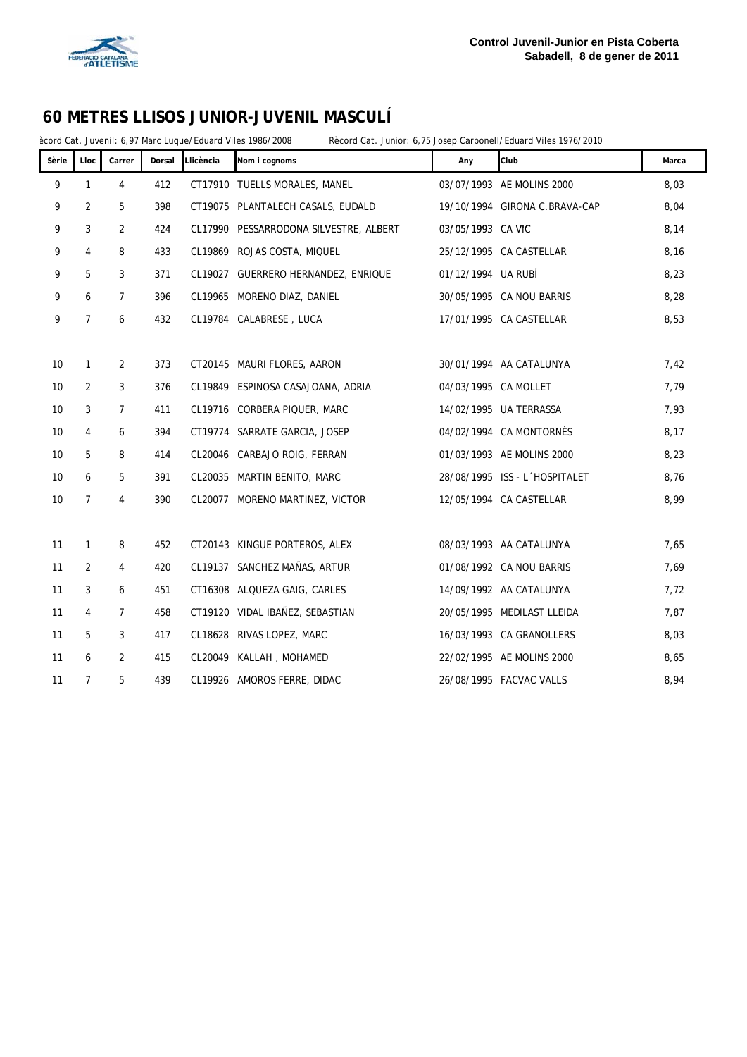# 60 METRES LLISOS JUNIOR-JUVENIL MASCULÍ

ècord Cat. Juvenil: 6,97 Marc Luque/Eduard Viles 1986/2008 Rècord Cat. Junior: 6,75 Josep Carbonell/Eduard Viles 1976/2010

| Sèrie | Lloc | Carrer | Dorsal | Llicència | Nom i cognoms | Any | Club | Marca |
|---|---|---|---|---|---|---|---|---|
| 9 | 1 | 4 | 412 | CT17910 | TUELLS MORALES, MANEL | 03/07/1993 | AE MOLINS 2000 | 8,03 |
| 9 | 2 | 5 | 398 | CT19075 | PLANTALECH CASALS, EUDALD | 19/10/1994 | GIRONA C.BRAVA-CAP | 8,04 |
| 9 | 3 | 2 | 424 | CL17990 | PESSARRODONA SILVESTRE, ALBERT | 03/05/1993 | CA VIC | 8,14 |
| 9 | 4 | 8 | 433 | CL19869 | ROJAS COSTA, MIQUEL | 25/12/1995 | CA CASTELLAR | 8,16 |
| 9 | 5 | 3 | 371 | CL19027 | GUERRERO HERNANDEZ, ENRIQUE | 01/12/1994 | UA RUBÍ | 8,23 |
| 9 | 6 | 7 | 396 | CL19965 | MORENO DIAZ, DANIEL | 30/05/1995 | CA NOU BARRIS | 8,28 |
| 9 | 7 | 6 | 432 | CL19784 | CALABRESE , LUCA | 17/01/1995 | CA CASTELLAR | 8,53 |
| 10 | 1 | 2 | 373 | CT20145 | MAURI FLORES, AARON | 30/01/1994 | AA CATALUNYA | 7,42 |
| 10 | 2 | 3 | 376 | CL19849 | ESPINOSA CASAJOANA, ADRIA | 04/03/1995 | CA MOLLET | 7,79 |
| 10 | 3 | 7 | 411 | CL19716 | CORBERA PIQUER, MARC | 14/02/1995 | UA TERRASSA | 7,93 |
| 10 | 4 | 6 | 394 | CT19774 | SARRATE GARCIA, JOSEP | 04/02/1994 | CA MONTORNÈS | 8,17 |
| 10 | 5 | 8 | 414 | CL20046 | CARBAJO ROIG, FERRAN | 01/03/1993 | AE MOLINS 2000 | 8,23 |
| 10 | 6 | 5 | 391 | CL20035 | MARTIN BENITO, MARC | 28/08/1995 | ISS - L´HOSPITALET | 8,76 |
| 10 | 7 | 4 | 390 | CL20077 | MORENO MARTINEZ, VICTOR | 12/05/1994 | CA CASTELLAR | 8,99 |
| 11 | 1 | 8 | 452 | CT20143 | KINGUE PORTEROS, ALEX | 08/03/1993 | AA CATALUNYA | 7,65 |
| 11 | 2 | 4 | 420 | CL19137 | SANCHEZ MAÑAS, ARTUR | 01/08/1992 | CA NOU BARRIS | 7,69 |
| 11 | 3 | 6 | 451 | CT16308 | ALQUEZA GAIG, CARLES | 14/09/1992 | AA CATALUNYA | 7,72 |
| 11 | 4 | 7 | 458 | CT19120 | VIDAL IBAÑEZ, SEBASTIAN | 20/05/1995 | MEDILAST LLEIDA | 7,87 |
| 11 | 5 | 3 | 417 | CL18628 | RIVAS LOPEZ, MARC | 16/03/1993 | CA GRANOLLERS | 8,03 |
| 11 | 6 | 2 | 415 | CL20049 | KALLAH , MOHAMED | 22/02/1995 | AE MOLINS 2000 | 8,65 |
| 11 | 7 | 5 | 439 | CL19926 | AMOROS FERRE, DIDAC | 26/08/1995 | FACVAC VALLS | 8,94 |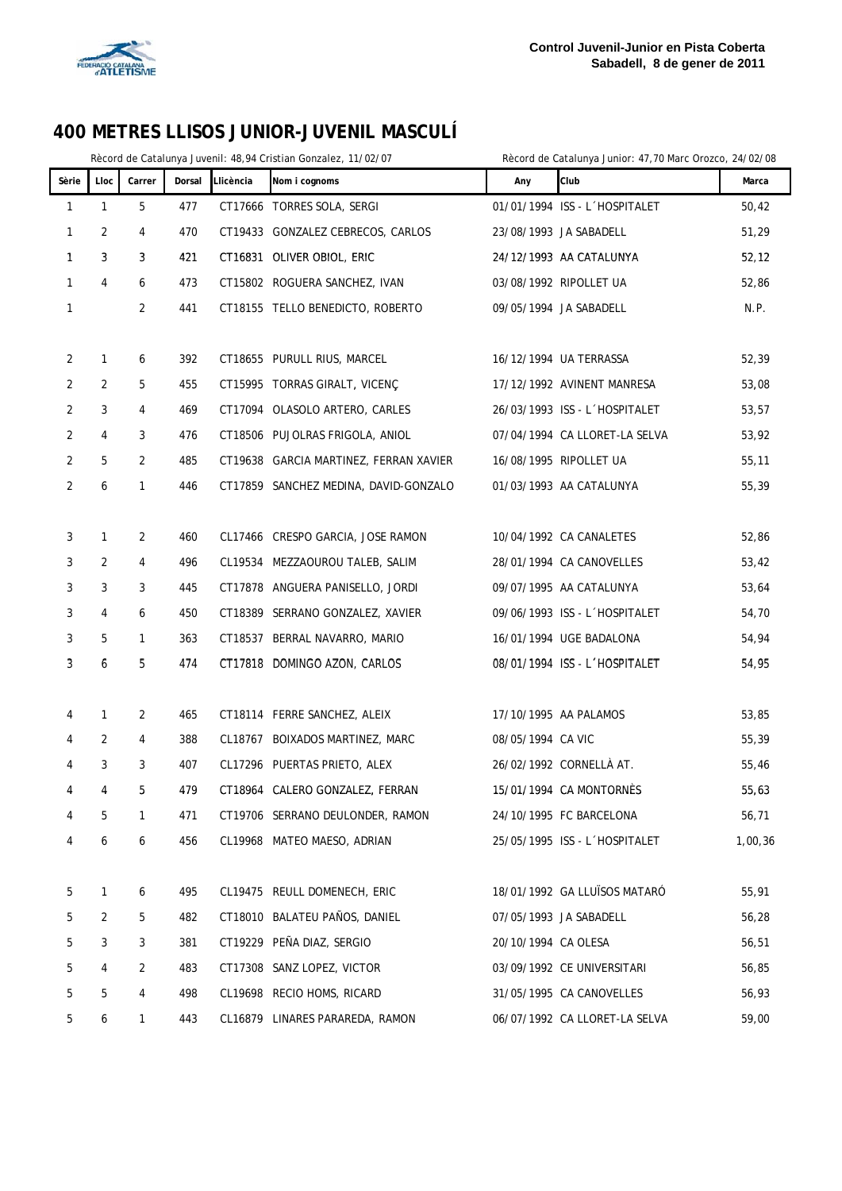Control Juvenil-Junior en Pista Coberta
Sabadell, 8 de gener de 2011

# 400 METRES LLISOS JUNIOR-JUVENIL MASCULÍ

Rècord de Catalunya Juvenil: 48,94 Cristian Gonzalez, 11/02/07 — Rècord de Catalunya Junior: 47,70 Marc Orozco, 24/02/08

| Sèrie | Lloc | Carrer | Dorsal | Llicència | Nom i cognoms | Any | Club | Marca |
|---|---|---|---|---|---|---|---|---|
| 1 | 1 | 5 | 477 | CT17666 | TORRES SOLA, SERGI | 01/01/1994 | ISS - L´HOSPITALET | 50,42 |
| 1 | 2 | 4 | 470 | CT19433 | GONZALEZ CEBRECOS, CARLOS | 23/08/1993 | JA SABADELL | 51,29 |
| 1 | 3 | 3 | 421 | CT16831 | OLIVER OBIOL, ERIC | 24/12/1993 | AA CATALUNYA | 52,12 |
| 1 | 4 | 6 | 473 | CT15802 | ROGUERA SANCHEZ, IVAN | 03/08/1992 | RIPOLLET UA | 52,86 |
| 1 | | 2 | 441 | CT18155 | TELLO BENEDICTO, ROBERTO | 09/05/1994 | JA SABADELL | N.P. |
| 2 | 1 | 6 | 392 | CT18655 | PURULL RIUS, MARCEL | 16/12/1994 | UA TERRASSA | 52,39 |
| 2 | 2 | 5 | 455 | CT15995 | TORRAS GIRALT, VICENÇ | 17/12/1992 | AVINENT MANRESA | 53,08 |
| 2 | 3 | 4 | 469 | CT17094 | OLASOLO ARTERO, CARLES | 26/03/1993 | ISS - L´HOSPITALET | 53,57 |
| 2 | 4 | 3 | 476 | CT18506 | PUJOLRAS FRIGOLA, ANIOL | 07/04/1994 | CA LLORET-LA SELVA | 53,92 |
| 2 | 5 | 2 | 485 | CT19638 | GARCIA MARTINEZ, FERRAN XAVIER | 16/08/1995 | RIPOLLET UA | 55,11 |
| 2 | 6 | 1 | 446 | CT17859 | SANCHEZ MEDINA, DAVID-GONZALO | 01/03/1993 | AA CATALUNYA | 55,39 |
| 3 | 1 | 2 | 460 | CL17466 | CRESPO GARCIA, JOSE RAMON | 10/04/1992 | CA CANALETES | 52,86 |
| 3 | 2 | 4 | 496 | CL19534 | MEZZAOUROU TALEB, SALIM | 28/01/1994 | CA CANOVELLES | 53,42 |
| 3 | 3 | 3 | 445 | CT17878 | ANGUERA PANISELLO, JORDI | 09/07/1995 | AA CATALUNYA | 53,64 |
| 3 | 4 | 6 | 450 | CT18389 | SERRANO GONZALEZ, XAVIER | 09/06/1993 | ISS - L´HOSPITALET | 54,70 |
| 3 | 5 | 1 | 363 | CT18537 | BERRAL NAVARRO, MARIO | 16/01/1994 | UGE BADALONA | 54,94 |
| 3 | 6 | 5 | 474 | CT17818 | DOMINGO AZON, CARLOS | 08/01/1994 | ISS - L´HOSPITALET | 54,95 |
| 4 | 1 | 2 | 465 | CT18114 | FERRE SANCHEZ, ALEIX | 17/10/1995 | AA PALAMOS | 53,85 |
| 4 | 2 | 4 | 388 | CL18767 | BOIXADOS MARTINEZ, MARC | 08/05/1994 | CA VIC | 55,39 |
| 4 | 3 | 3 | 407 | CL17296 | PUERTAS PRIETO, ALEX | 26/02/1992 | CORNELLÀ AT. | 55,46 |
| 4 | 4 | 5 | 479 | CT18964 | CALERO GONZALEZ, FERRAN | 15/01/1994 | CA MONTORNÈS | 55,63 |
| 4 | 5 | 1 | 471 | CT19706 | SERRANO DEULONDER, RAMON | 24/10/1995 | FC BARCELONA | 56,71 |
| 4 | 6 | 6 | 456 | CL19968 | MATEO MAESO, ADRIAN | 25/05/1995 | ISS - L´HOSPITALET | 1,00,36 |
| 5 | 1 | 6 | 495 | CL19475 | REULL DOMENECH, ERIC | 18/01/1992 | GA LLUÏSOS MATARÓ | 55,91 |
| 5 | 2 | 5 | 482 | CT18010 | BALATEU PAÑOS, DANIEL | 07/05/1993 | JA SABADELL | 56,28 |
| 5 | 3 | 3 | 381 | CT19229 | PEÑA DIAZ, SERGIO | 20/10/1994 | CA OLESA | 56,51 |
| 5 | 4 | 2 | 483 | CT17308 | SANZ LOPEZ, VICTOR | 03/09/1992 | CE UNIVERSITARI | 56,85 |
| 5 | 5 | 4 | 498 | CL19698 | RECIO HOMS, RICARD | 31/05/1995 | CA CANOVELLES | 56,93 |
| 5 | 6 | 1 | 443 | CL16879 | LINARES PARAREDA, RAMON | 06/07/1992 | CA LLORET-LA SELVA | 59,00 |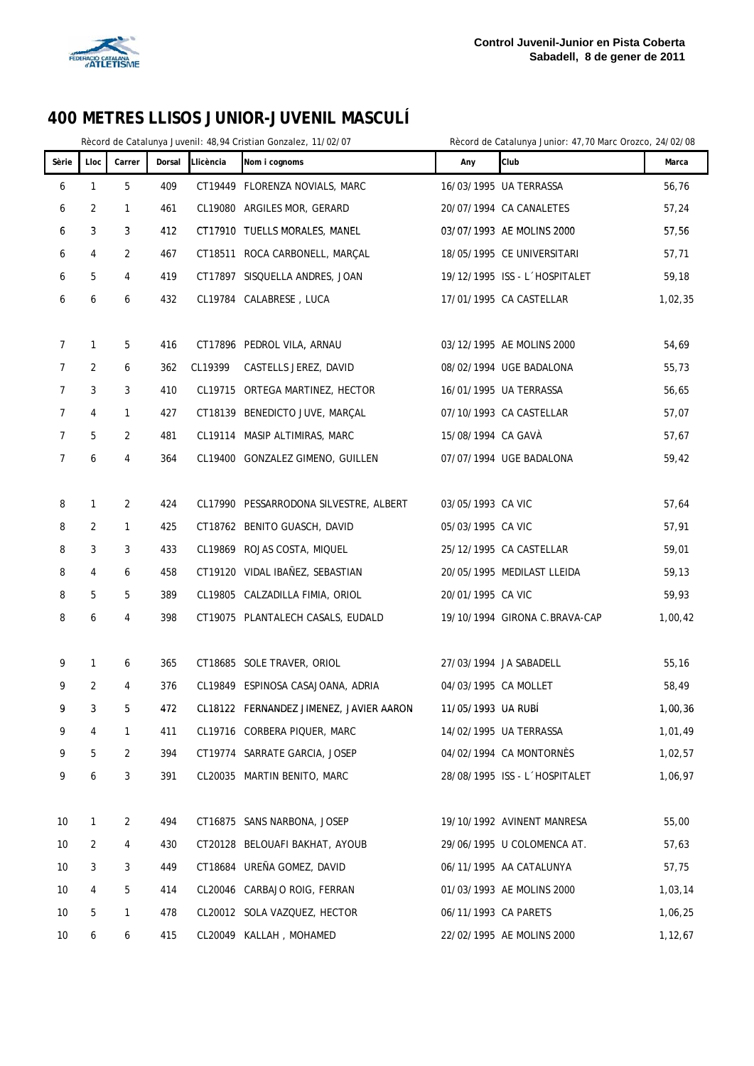**Control Juvenil-Junior en Pista Coberta**
**Sabadell, 8 de gener de 2011**

# 400 METRES LLISOS JUNIOR-JUVENIL MASCULÍ

Rècord de Catalunya Juvenil: 48,94 Cristian Gonzalez, 11/02/07 Rècord de Catalunya Junior: 47,70 Marc Orozco, 24/02/08

| Sèrie | Lloc | Carrer | Dorsal | Llicència | Nom i cognoms | Any | Club | Marca |
|---|---|---|---|---|---|---|---|---|
| 6 | 1 | 5 | 409 | CT19449 | FLORENZA NOVIALS, MARC | 16/03/1995 | UA TERRASSA | 56,76 |
| 6 | 2 | 1 | 461 | CL19080 | ARGILES MOR, GERARD | 20/07/1994 | CA CANALETES | 57,24 |
| 6 | 3 | 3 | 412 | CT17910 | TUELLS MORALES, MANEL | 03/07/1993 | AE MOLINS 2000 | 57,56 |
| 6 | 4 | 2 | 467 | CT18511 | ROCA CARBONELL, MARÇAL | 18/05/1995 | CE UNIVERSITARI | 57,71 |
| 6 | 5 | 4 | 419 | CT17897 | SISQUELLA ANDRES, JOAN | 19/12/1995 | ISS - L´HOSPITALET | 59,18 |
| 6 | 6 | 6 | 432 | CL19784 | CALABRESE , LUCA | 17/01/1995 | CA CASTELLAR | 1,02,35 |
| 7 | 1 | 5 | 416 | CT17896 | PEDROL VILA, ARNAU | 03/12/1995 | AE MOLINS 2000 | 54,69 |
| 7 | 2 | 6 | 362 | CL19399 | CASTELLS JEREZ, DAVID | 08/02/1994 | UGE BADALONA | 55,73 |
| 7 | 3 | 3 | 410 | CL19715 | ORTEGA MARTINEZ, HECTOR | 16/01/1995 | UA TERRASSA | 56,65 |
| 7 | 4 | 1 | 427 | CT18139 | BENEDICTO JUVE, MARÇAL | 07/10/1993 | CA CASTELLAR | 57,07 |
| 7 | 5 | 2 | 481 | CL19114 | MASIP ALTIMIRAS, MARC | 15/08/1994 | CA GAVÀ | 57,67 |
| 7 | 6 | 4 | 364 | CL19400 | GONZALEZ GIMENO, GUILLEN | 07/07/1994 | UGE BADALONA | 59,42 |
| 8 | 1 | 2 | 424 | CL17990 | PESSARRODONA SILVESTRE, ALBERT | 03/05/1993 | CA VIC | 57,64 |
| 8 | 2 | 1 | 425 | CT18762 | BENITO GUASCH, DAVID | 05/03/1995 | CA VIC | 57,91 |
| 8 | 3 | 3 | 433 | CL19869 | ROJAS COSTA, MIQUEL | 25/12/1995 | CA CASTELLAR | 59,01 |
| 8 | 4 | 6 | 458 | CT19120 | VIDAL IBAÑEZ, SEBASTIAN | 20/05/1995 | MEDILAST LLEIDA | 59,13 |
| 8 | 5 | 5 | 389 | CL19805 | CALZADILLA FIMIA, ORIOL | 20/01/1995 | CA VIC | 59,93 |
| 8 | 6 | 4 | 398 | CT19075 | PLANTALECH CASALS, EUDALD | 19/10/1994 | GIRONA C.BRAVA-CAP | 1,00,42 |
| 9 | 1 | 6 | 365 | CT18685 | SOLE TRAVER, ORIOL | 27/03/1994 | JA SABADELL | 55,16 |
| 9 | 2 | 4 | 376 | CL19849 | ESPINOSA CASAJOANA, ADRIA | 04/03/1995 | CA MOLLET | 58,49 |
| 9 | 3 | 5 | 472 | CL18122 | FERNANDEZ JIMENEZ, JAVIER AARON | 11/05/1993 | UA RUBÍ | 1,00,36 |
| 9 | 4 | 1 | 411 | CL19716 | CORBERA PIQUER, MARC | 14/02/1995 | UA TERRASSA | 1,01,49 |
| 9 | 5 | 2 | 394 | CT19774 | SARRATE GARCIA, JOSEP | 04/02/1994 | CA MONTORNÈS | 1,02,57 |
| 9 | 6 | 3 | 391 | CL20035 | MARTIN BENITO, MARC | 28/08/1995 | ISS - L´HOSPITALET | 1,06,97 |
| 10 | 1 | 2 | 494 | CT16875 | SANS NARBONA, JOSEP | 19/10/1992 | AVINENT MANRESA | 55,00 |
| 10 | 2 | 4 | 430 | CT20128 | BELOUAFI BAKHAT, AYOUB | 29/06/1995 | U COLOMENCA AT. | 57,63 |
| 10 | 3 | 3 | 449 | CT18684 | UREÑA GOMEZ, DAVID | 06/11/1995 | AA CATALUNYA | 57,75 |
| 10 | 4 | 5 | 414 | CL20046 | CARBAJO ROIG, FERRAN | 01/03/1993 | AE MOLINS 2000 | 1,03,14 |
| 10 | 5 | 1 | 478 | CL20012 | SOLA VAZQUEZ, HECTOR | 06/11/1993 | CA PARETS | 1,06,25 |
| 10 | 6 | 6 | 415 | CL20049 | KALLAH , MOHAMED | 22/02/1995 | AE MOLINS 2000 | 1,12,67 |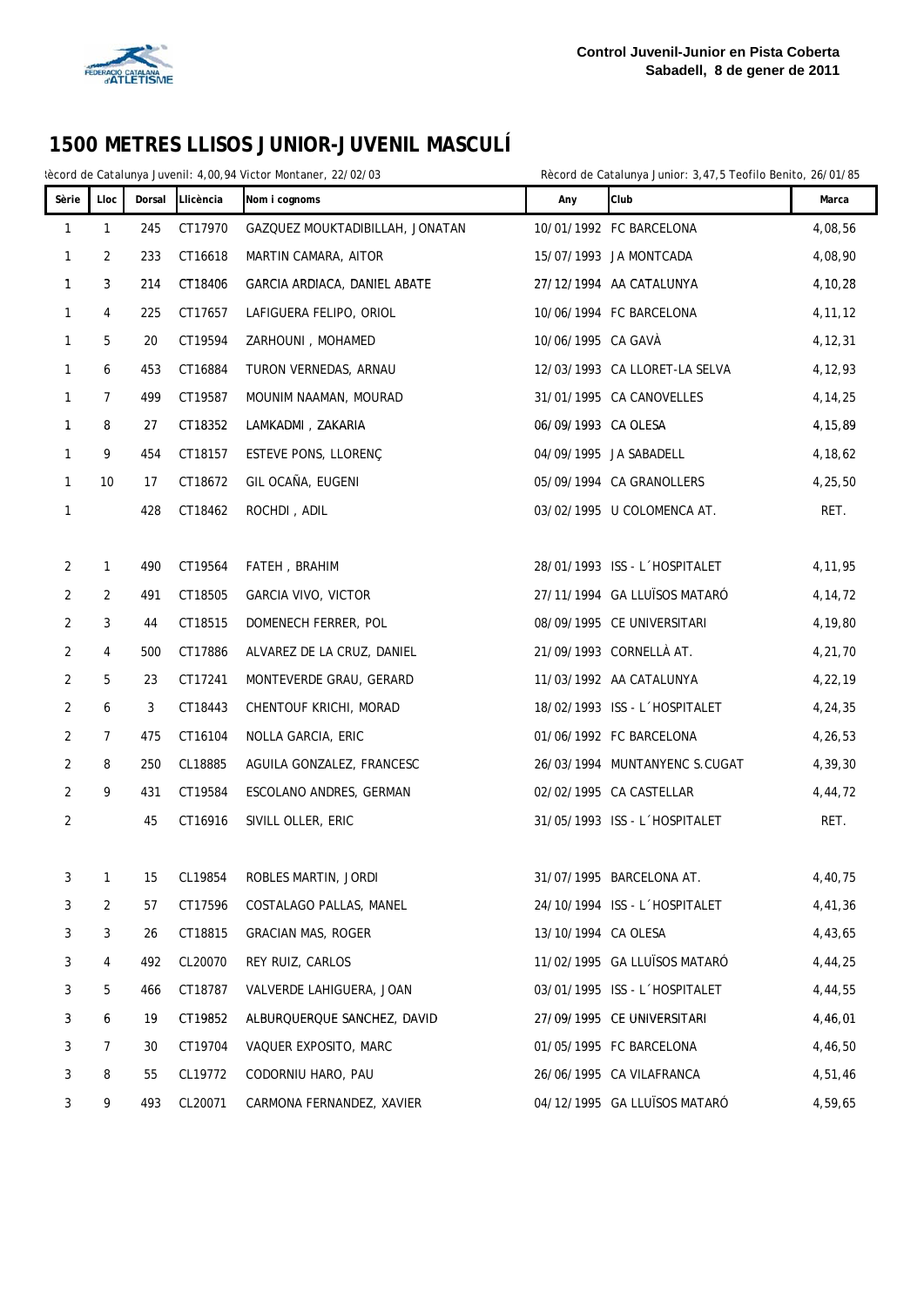Control Juvenil-Junior en Pista Coberta
Sabadell, 8 de gener de 2011

# 1500 METRES LLISOS JUNIOR-JUVENIL MASCULÍ

Rècord de Catalunya Juvenil: 4,00,94 Victor Montaner, 22/02/03 — Rècord de Catalunya Junior: 3,47,5 Teofilo Benito, 26/01/85

| Sèrie | Lloc | Dorsal | Llicència | Nom i cognoms | Any | Club | Marca |
|---|---|---|---|---|---|---|---|
| 1 | 1 | 245 | CT17970 | GAZQUEZ MOUKTADIBILLAH, JONATAN | 10/01/1992 | FC BARCELONA | 4,08,56 |
| 1 | 2 | 233 | CT16618 | MARTIN CAMARA, AITOR | 15/07/1993 | JA MONTCADA | 4,08,90 |
| 1 | 3 | 214 | CT18406 | GARCIA ARDIACA, DANIEL ABATE | 27/12/1994 | AA CATALUNYA | 4,10,28 |
| 1 | 4 | 225 | CT17657 | LAFIGUERA FELIPO, ORIOL | 10/06/1994 | FC BARCELONA | 4,11,12 |
| 1 | 5 | 20 | CT19594 | ZARHOUNI , MOHAMED | 10/06/1995 | CA GAVÀ | 4,12,31 |
| 1 | 6 | 453 | CT16884 | TURON VERNEDAS, ARNAU | 12/03/1993 | CA LLORET-LA SELVA | 4,12,93 |
| 1 | 7 | 499 | CT19587 | MOUNIM NAAMAN, MOURAD | 31/01/1995 | CA CANOVELLES | 4,14,25 |
| 1 | 8 | 27 | CT18352 | LAMKADMI , ZAKARIA | 06/09/1993 | CA OLESA | 4,15,89 |
| 1 | 9 | 454 | CT18157 | ESTEVE PONS, LLORENÇ | 04/09/1995 | JA SABADELL | 4,18,62 |
| 1 | 10 | 17 | CT18672 | GIL OCAÑA, EUGENI | 05/09/1994 | CA GRANOLLERS | 4,25,50 |
| 1 | | 428 | CT18462 | ROCHDI , ADIL | 03/02/1995 | U COLOMENCA AT. | RET. |
| 2 | 1 | 490 | CT19564 | FATEH , BRAHIM | 28/01/1993 | ISS - L´HOSPITALET | 4,11,95 |
| 2 | 2 | 491 | CT18505 | GARCIA VIVO, VICTOR | 27/11/1994 | GA LLUÏSOS MATARÓ | 4,14,72 |
| 2 | 3 | 44 | CT18515 | DOMENECH FERRER, POL | 08/09/1995 | CE UNIVERSITARI | 4,19,80 |
| 2 | 4 | 500 | CT17886 | ALVAREZ DE LA CRUZ, DANIEL | 21/09/1993 | CORNELLÀ AT. | 4,21,70 |
| 2 | 5 | 23 | CT17241 | MONTEVERDE GRAU, GERARD | 11/03/1992 | AA CATALUNYA | 4,22,19 |
| 2 | 6 | 3 | CT18443 | CHENTOUF KRICHI, MORAD | 18/02/1993 | ISS - L´HOSPITALET | 4,24,35 |
| 2 | 7 | 475 | CT16104 | NOLLA GARCIA, ERIC | 01/06/1992 | FC BARCELONA | 4,26,53 |
| 2 | 8 | 250 | CL18885 | AGUILA GONZALEZ, FRANCESC | 26/03/1994 | MUNTANYENC S.CUGAT | 4,39,30 |
| 2 | 9 | 431 | CT19584 | ESCOLANO ANDRES, GERMAN | 02/02/1995 | CA CASTELLAR | 4,44,72 |
| 2 | | 45 | CT16916 | SIVILL OLLER, ERIC | 31/05/1993 | ISS - L´HOSPITALET | RET. |
| 3 | 1 | 15 | CL19854 | ROBLES MARTIN, JORDI | 31/07/1995 | BARCELONA AT. | 4,40,75 |
| 3 | 2 | 57 | CT17596 | COSTALAGO PALLAS, MANEL | 24/10/1994 | ISS - L´HOSPITALET | 4,41,36 |
| 3 | 3 | 26 | CT18815 | GRACIAN MAS, ROGER | 13/10/1994 | CA OLESA | 4,43,65 |
| 3 | 4 | 492 | CL20070 | REY RUIZ, CARLOS | 11/02/1995 | GA LLUÏSOS MATARÓ | 4,44,25 |
| 3 | 5 | 466 | CT18787 | VALVERDE LAHIGUERA, JOAN | 03/01/1995 | ISS - L´HOSPITALET | 4,44,55 |
| 3 | 6 | 19 | CT19852 | ALBURQUERQUE SANCHEZ, DAVID | 27/09/1995 | CE UNIVERSITARI | 4,46,01 |
| 3 | 7 | 30 | CT19704 | VAQUER EXPOSITO, MARC | 01/05/1995 | FC BARCELONA | 4,46,50 |
| 3 | 8 | 55 | CL19772 | CODORNIU HARO, PAU | 26/06/1995 | CA VILAFRANCA | 4,51,46 |
| 3 | 9 | 493 | CL20071 | CARMONA FERNANDEZ, XAVIER | 04/12/1995 | GA LLUÏSOS MATARÓ | 4,59,65 |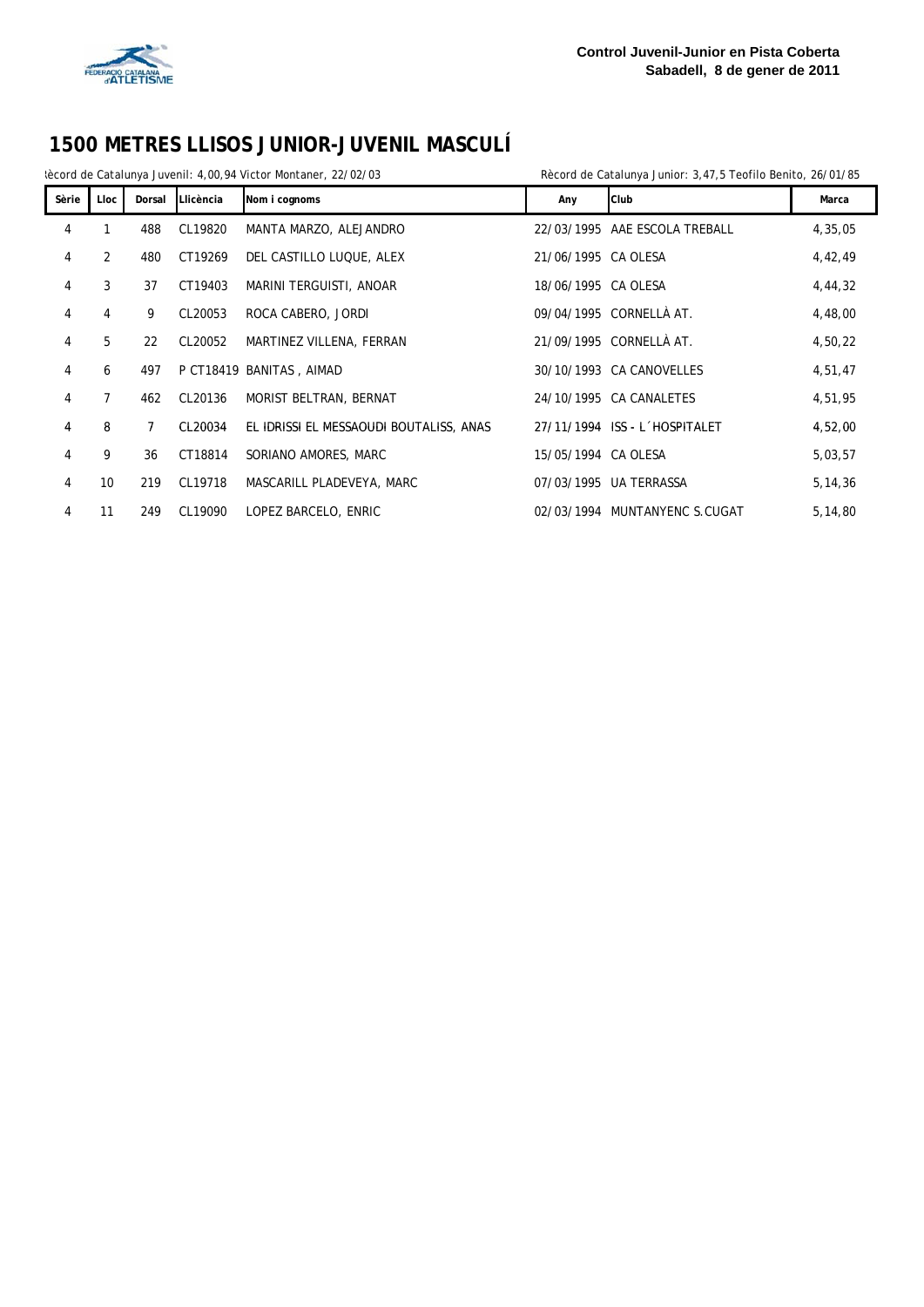**Control Juvenil-Junior en Pista Coberta**
**Sabadell, 8 de gener de 2011**

# 1500 METRES LLISOS JUNIOR-JUVENIL MASCULÍ

Rècord de Catalunya Juvenil: 4,00,94 Victor Montaner, 22/02/03

Rècord de Catalunya Junior: 3,47,5 Teofilo Benito, 26/01/85

| Sèrie | Lloc | Dorsal | Llicència | Nom i cognoms | Any | Club | Marca |
|---|---|---|---|---|---|---|---|
| 4 | 1 | 488 | CL19820 | MANTA MARZO, ALEJANDRO | 22/03/1995 | AAE ESCOLA TREBALL | 4,35,05 |
| 4 | 2 | 480 | CT19269 | DEL CASTILLO LUQUE, ALEX | 21/06/1995 | CA OLESA | 4,42,49 |
| 4 | 3 | 37 | CT19403 | MARINI TERGUISTI, ANOAR | 18/06/1995 | CA OLESA | 4,44,32 |
| 4 | 4 | 9 | CL20053 | ROCA CABERO, JORDI | 09/04/1995 | CORNELLÀ AT. | 4,48,00 |
| 4 | 5 | 22 | CL20052 | MARTINEZ VILLENA, FERRAN | 21/09/1995 | CORNELLÀ AT. | 4,50,22 |
| 4 | 6 | 497 | P CT18419 | BANITAS , AIMAD | 30/10/1993 | CA CANOVELLES | 4,51,47 |
| 4 | 7 | 462 | CL20136 | MORIST BELTRAN, BERNAT | 24/10/1995 | CA CANALETES | 4,51,95 |
| 4 | 8 | 7 | CL20034 | EL IDRISSI EL MESSAOUDI BOUTALISS, ANAS | 27/11/1994 | ISS - L´HOSPITALET | 4,52,00 |
| 4 | 9 | 36 | CT18814 | SORIANO AMORES, MARC | 15/05/1994 | CA OLESA | 5,03,57 |
| 4 | 10 | 219 | CL19718 | MASCARILL PLADEVEYA, MARC | 07/03/1995 | UA TERRASSA | 5,14,36 |
| 4 | 11 | 249 | CL19090 | LOPEZ BARCELO, ENRIC | 02/03/1994 | MUNTANYENC S.CUGAT | 5,14,80 |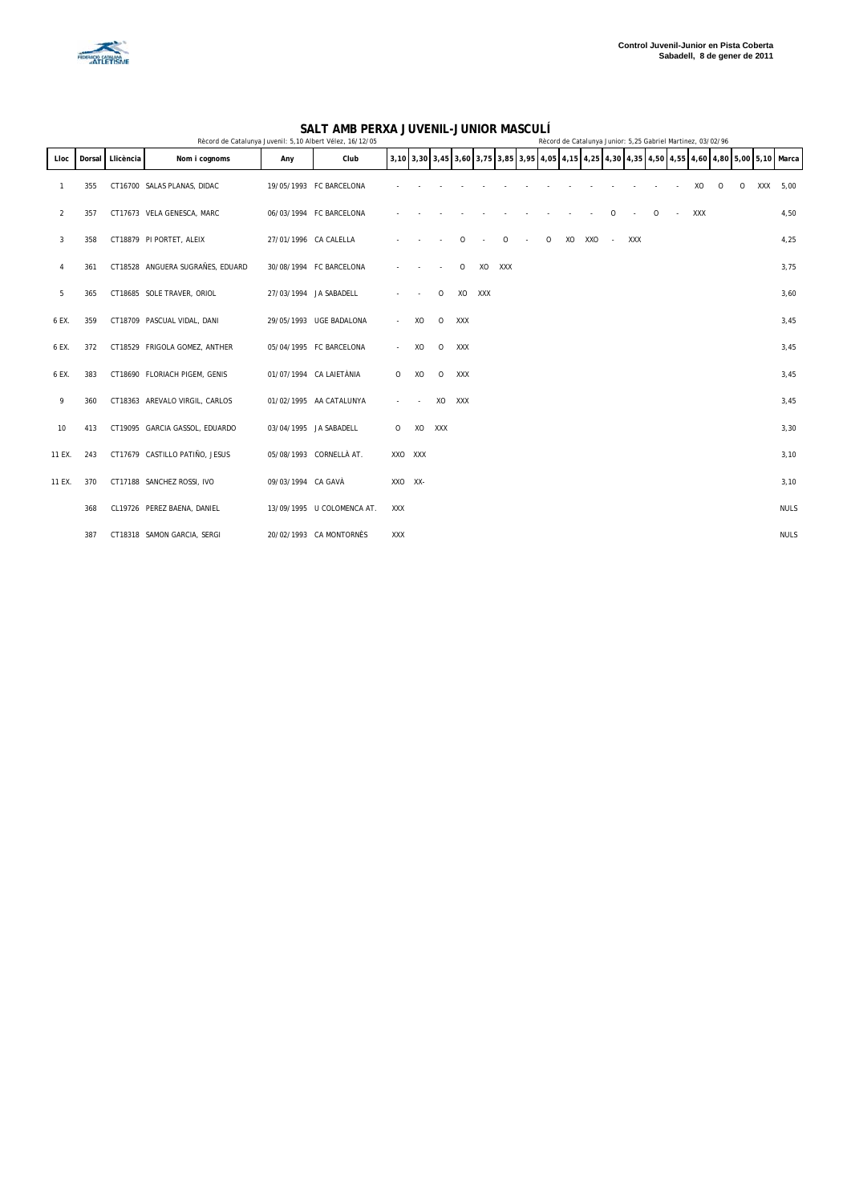# SALT AMB PERXA JUVENIL-JUNIOR MASCULÍ

Rècord de Catalunya Juvenil: 5,10 Albert Vélez, 16/12/05

Rècord de Catalunya Junior: 5,25 Gabriel Martínez, 03/02/96

| Lloc | Dorsal | Llicència | Nom i cognoms | Any | Club | 3,10 | 3,30 | 3,45 | 3,60 | 3,75 | 3,85 | 3,95 | 4,05 | 4,15 | 4,25 | 4,30 | 4,35 | 4,50 | 4,55 | 4,60 | 4,80 | 5,00 | 5,10 | Marca |
|---|---|---|---|---|---|---|---|---|---|---|---|---|---|---|---|---|---|---|---|---|---|---|---|---|
| 1 | 355 | CT16700 | SALAS PLANAS, DIDAC | 19/05/1993 | FC BARCELONA | - | - | - | - | - | - | - | - | - | - | - | - | - | - | XO | O | O | XXX | 5,00 |
| 2 | 357 | CT17673 | VELA GENESCA, MARC | 06/03/1994 | FC BARCELONA | - | - | - | - | - | - | - | - | - | - | O | - | O | - | XXX | | | | 4,50 |
| 3 | 358 | CT18879 | PI PORTET, ALEIX | 27/01/1996 | CA CALELLA | - | - | - | O | - | O | - | O | XO | XXO | - | XXX | | | | | | | 4,25 |
| 4 | 361 | CT18528 | ANGUERA SUGRAÑES, EDUARD | 30/08/1994 | FC BARCELONA | - | - | - | O | XO | XXX | | | | | | | | | | | | | 3,75 |
| 5 | 365 | CT18685 | SOLE TRAVER, ORIOL | 27/03/1994 | JA SABADELL | - | - | O | XO | XXX | | | | | | | | | | | | | | 3,60 |
| 6 EX. | 359 | CT18709 | PASCUAL VIDAL, DANI | 29/05/1993 | UGE BADALONA | - | XO | O | XXX | | | | | | | | | | | | | | | 3,45 |
| 6 EX. | 372 | CT18529 | FRIGOLA GOMEZ, ANTHER | 05/04/1995 | FC BARCELONA | - | XO | O | XXX | | | | | | | | | | | | | | | 3,45 |
| 6 EX. | 383 | CT18690 | FLORIACH PIGEM, GENIS | 01/07/1994 | CA LAIETÀNIA | O | XO | O | XXX | | | | | | | | | | | | | | | 3,45 |
| 9 | 360 | CT18363 | AREVALO VIRGIL, CARLOS | 01/02/1995 | AA CATALUNYA | - | - | XO | XXX | | | | | | | | | | | | | | | 3,45 |
| 10 | 413 | CT19095 | GARCIA GASSOL, EDUARDO | 03/04/1995 | JA SABADELL | O | XO | XXX | | | | | | | | | | | | | | | | 3,30 |
| 11 EX. | 243 | CT17679 | CASTILLO PATIÑO, JESUS | 05/08/1993 | CORNELLÀ AT. | XXO | XXX | | | | | | | | | | | | | | | | | 3,10 |
| 11 EX. | 370 | CT17188 | SANCHEZ ROSSI, IVO | 09/03/1994 | CA GAVÀ | XXO | XX- | | | | | | | | | | | | | | | | | 3,10 |
| | 368 | CL19726 | PEREZ BAENA, DANIEL | 13/09/1995 | U COLOMENCA AT. | XXX | | | | | | | | | | | | | | | | | | NULS |
| | 387 | CT18318 | SAMON GARCIA, SERGI | 20/02/1993 | CA MONTORNÈS | XXX | | | | | | | | | | | | | | | | | | NULS |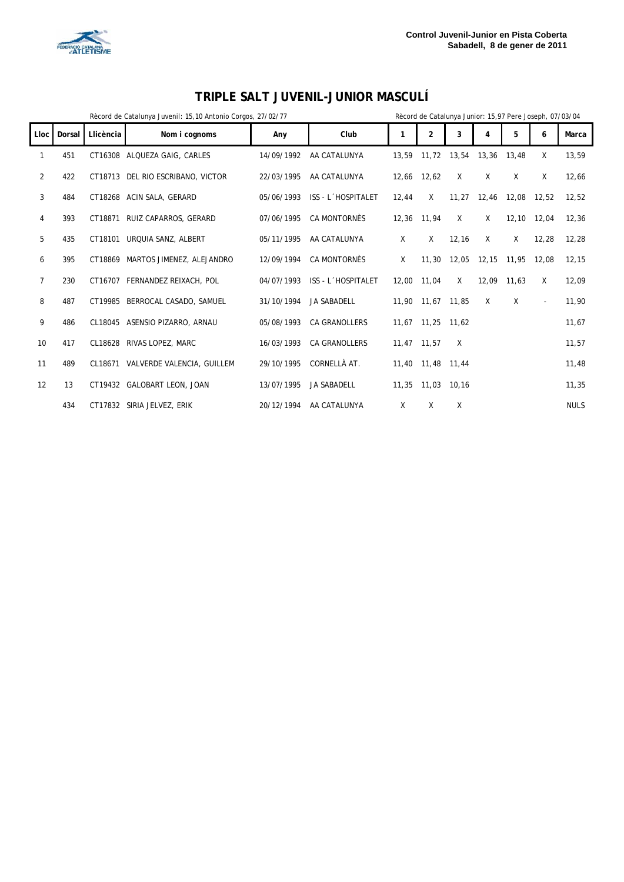Control Juvenil-Junior en Pista Coberta
Sabadell, 8 de gener de 2011

# TRIPLE SALT JUVENIL-JUNIOR MASCULÍ

Rècord de Catalunya Juvenil: 15,10 Antonio Corgos, 27/02/77 | Rècord de Catalunya Junior: 15,97 Pere Joseph, 07/03/04

| Lloc | Dorsal | Llicència | Nom i cognoms | Any | Club | 1 | 2 | 3 | 4 | 5 | 6 | Marca |
|---|---|---|---|---|---|---|---|---|---|---|---|---|
| 1 | 451 | CT16308 | ALQUEZA GAIG, CARLES | 14/09/1992 | AA CATALUNYA | 13,59 | 11,72 | 13,54 | 13,36 | 13,48 | X | 13,59 |
| 2 | 422 | CT18713 | DEL RIO ESCRIBANO, VICTOR | 22/03/1995 | AA CATALUNYA | 12,66 | 12,62 | X | X | X | X | 12,66 |
| 3 | 484 | CT18268 | ACIN SALA, GERARD | 05/06/1993 | ISS - L´HOSPITALET | 12,44 | X | 11,27 | 12,46 | 12,08 | 12,52 | 12,52 |
| 4 | 393 | CT18871 | RUIZ CAPARROS, GERARD | 07/06/1995 | CA MONTORNÈS | 12,36 | 11,94 | X | X | 12,10 | 12,04 | 12,36 |
| 5 | 435 | CT18101 | URQUIA SANZ, ALBERT | 05/11/1995 | AA CATALUNYA | X | X | 12,16 | X | X | 12,28 | 12,28 |
| 6 | 395 | CT18869 | MARTOS JIMENEZ, ALEJANDRO | 12/09/1994 | CA MONTORNÈS | X | 11,30 | 12,05 | 12,15 | 11,95 | 12,08 | 12,15 |
| 7 | 230 | CT16707 | FERNANDEZ REIXACH, POL | 04/07/1993 | ISS - L´HOSPITALET | 12,00 | 11,04 | X | 12,09 | 11,63 | X | 12,09 |
| 8 | 487 | CT19985 | BERROCAL CASADO, SAMUEL | 31/10/1994 | JA SABADELL | 11,90 | 11,67 | 11,85 | X | X | - | 11,90 |
| 9 | 486 | CL18045 | ASENSIO PIZARRO, ARNAU | 05/08/1993 | CA GRANOLLERS | 11,67 | 11,25 | 11,62 | | | | 11,67 |
| 10 | 417 | CL18628 | RIVAS LOPEZ, MARC | 16/03/1993 | CA GRANOLLERS | 11,47 | 11,57 | X | | | | 11,57 |
| 11 | 489 | CL18671 | VALVERDE VALENCIA, GUILLEM | 29/10/1995 | CORNELLÀ AT. | 11,40 | 11,48 | 11,44 | | | | 11,48 |
| 12 | 13 | CT19432 | GALOBART LEON, JOAN | 13/07/1995 | JA SABADELL | 11,35 | 11,03 | 10,16 | | | | 11,35 |
| | 434 | CT17832 | SIRIA JELVEZ, ERIK | 20/12/1994 | AA CATALUNYA | X | X | X | | | | NULS |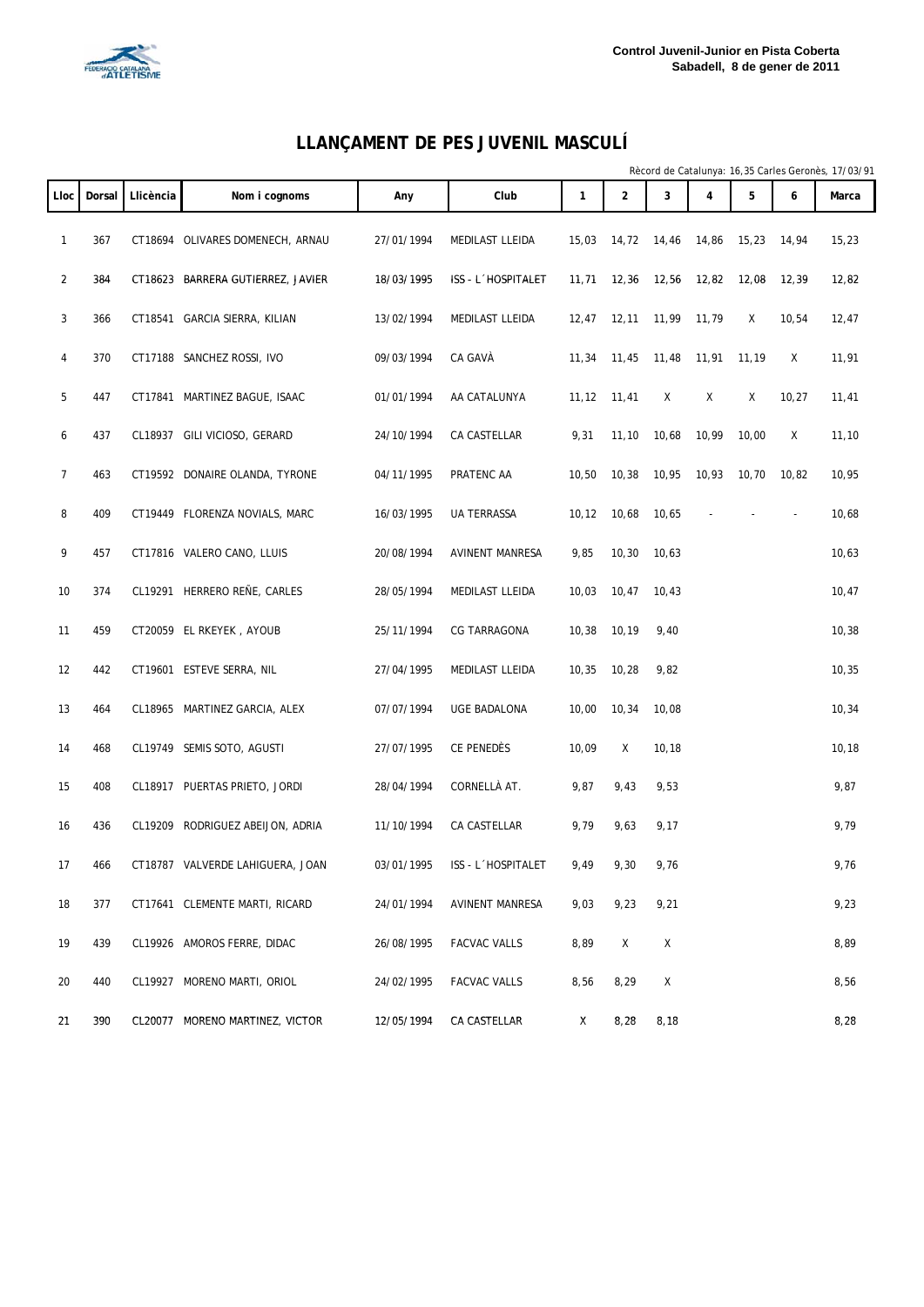**Control Juvenil-Junior en Pista Coberta**
**Sabadell, 8 de gener de 2011**

# LLANÇAMENT DE PES JUVENIL MASCULÍ

Rècord de Catalunya: 16,35 Carles Geronès, 17/03/91

| Lloc | Dorsal | Llicència | Nom i cognoms | Any | Club | 1 | 2 | 3 | 4 | 5 | 6 | Marca |
|---|---|---|---|---|---|---|---|---|---|---|---|---|
| 1 | 367 | CT18694 | OLIVARES DOMENECH, ARNAU | 27/01/1994 | MEDILAST LLEIDA | 15,03 | 14,72 | 14,46 | 14,86 | 15,23 | 14,94 | 15,23 |
| 2 | 384 | CT18623 | BARRERA GUTIERREZ, JAVIER | 18/03/1995 | ISS - L´HOSPITALET | 11,71 | 12,36 | 12,56 | 12,82 | 12,08 | 12,39 | 12,82 |
| 3 | 366 | CT18541 | GARCIA SIERRA, KILIAN | 13/02/1994 | MEDILAST LLEIDA | 12,47 | 12,11 | 11,99 | 11,79 | X | 10,54 | 12,47 |
| 4 | 370 | CT17188 | SANCHEZ ROSSI, IVO | 09/03/1994 | CA GAVÀ | 11,34 | 11,45 | 11,48 | 11,91 | 11,19 | X | 11,91 |
| 5 | 447 | CT17841 | MARTINEZ BAGUE, ISAAC | 01/01/1994 | AA CATALUNYA | 11,12 | 11,41 | X | X | X | 10,27 | 11,41 |
| 6 | 437 | CL18937 | GILI VICIOSO, GERARD | 24/10/1994 | CA CASTELLAR | 9,31 | 11,10 | 10,68 | 10,99 | 10,00 | X | 11,10 |
| 7 | 463 | CT19592 | DONAIRE OLANDA, TYRONE | 04/11/1995 | PRATENC AA | 10,50 | 10,38 | 10,95 | 10,93 | 10,70 | 10,82 | 10,95 |
| 8 | 409 | CT19449 | FLORENZA NOVIALS, MARC | 16/03/1995 | UA TERRASSA | 10,12 | 10,68 | 10,65 | - | - | - | 10,68 |
| 9 | 457 | CT17816 | VALERO CANO, LLUIS | 20/08/1994 | AVINENT MANRESA | 9,85 | 10,30 | 10,63 | | | | 10,63 |
| 10 | 374 | CL19291 | HERRERO REÑE, CARLES | 28/05/1994 | MEDILAST LLEIDA | 10,03 | 10,47 | 10,43 | | | | 10,47 |
| 11 | 459 | CT20059 | EL RKEYEK , AYOUB | 25/11/1994 | CG TARRAGONA | 10,38 | 10,19 | 9,40 | | | | 10,38 |
| 12 | 442 | CT19601 | ESTEVE SERRA, NIL | 27/04/1995 | MEDILAST LLEIDA | 10,35 | 10,28 | 9,82 | | | | 10,35 |
| 13 | 464 | CL18965 | MARTINEZ GARCIA, ALEX | 07/07/1994 | UGE BADALONA | 10,00 | 10,34 | 10,08 | | | | 10,34 |
| 14 | 468 | CL19749 | SEMIS SOTO, AGUSTI | 27/07/1995 | CE PENEDÈS | 10,09 | X | 10,18 | | | | 10,18 |
| 15 | 408 | CL18917 | PUERTAS PRIETO, JORDI | 28/04/1994 | CORNELLÀ AT. | 9,87 | 9,43 | 9,53 | | | | 9,87 |
| 16 | 436 | CL19209 | RODRIGUEZ ABEIJON, ADRIA | 11/10/1994 | CA CASTELLAR | 9,79 | 9,63 | 9,17 | | | | 9,79 |
| 17 | 466 | CT18787 | VALVERDE LAHIGUERA, JOAN | 03/01/1995 | ISS - L´HOSPITALET | 9,49 | 9,30 | 9,76 | | | | 9,76 |
| 18 | 377 | CT17641 | CLEMENTE MARTI, RICARD | 24/01/1994 | AVINENT MANRESA | 9,03 | 9,23 | 9,21 | | | | 9,23 |
| 19 | 439 | CL19926 | AMOROS FERRE, DIDAC | 26/08/1995 | FACVAC VALLS | 8,89 | X | X | | | | 8,89 |
| 20 | 440 | CL19927 | MORENO MARTI, ORIOL | 24/02/1995 | FACVAC VALLS | 8,56 | 8,29 | X | | | | 8,56 |
| 21 | 390 | CL20077 | MORENO MARTINEZ, VICTOR | 12/05/1994 | CA CASTELLAR | X | 8,28 | 8,18 | | | | 8,28 |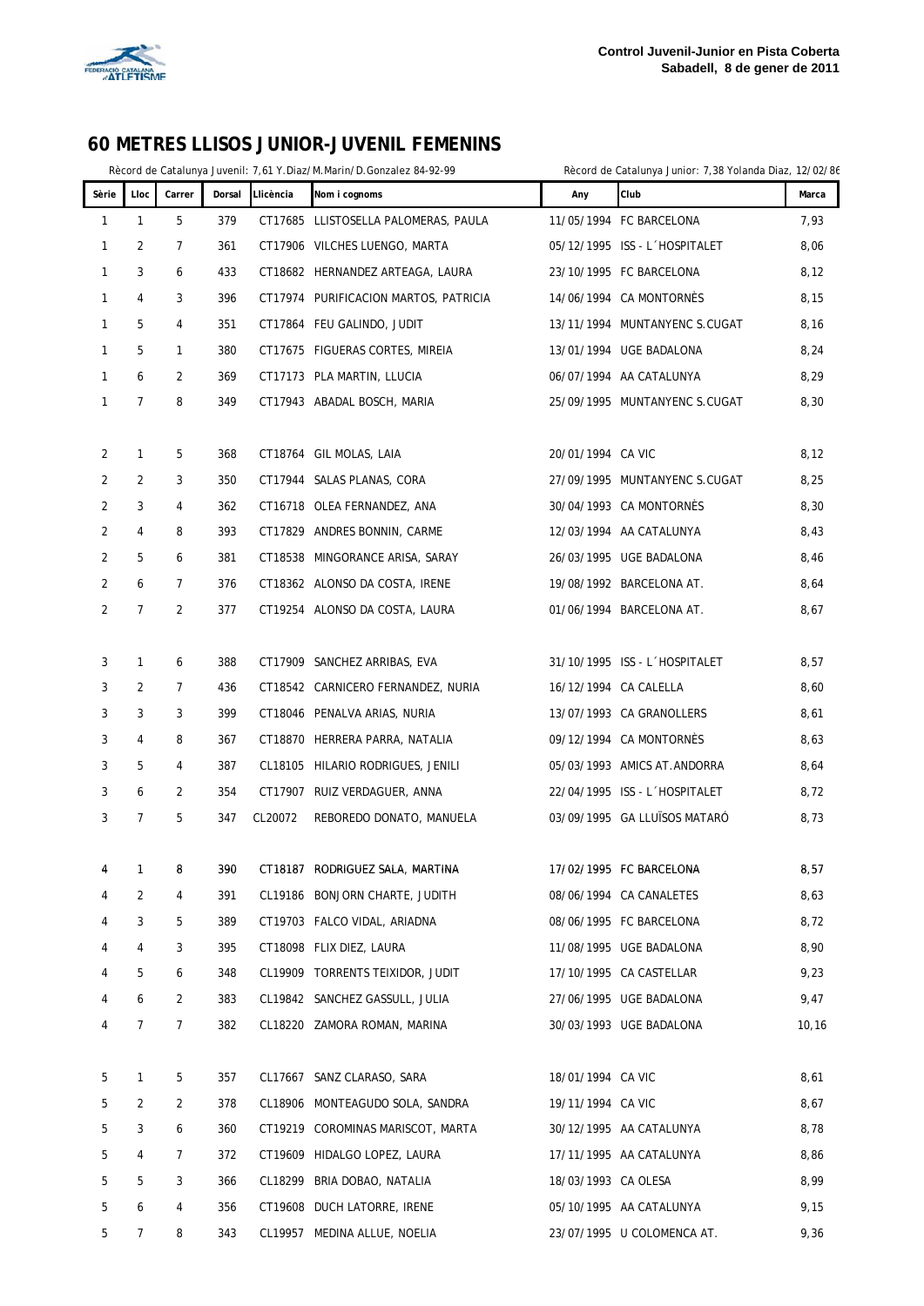**Control Juvenil-Junior en Pista Coberta**
**Sabadell, 8 de gener de 2011**

# 60 METRES LLISOS JUNIOR-JUVENIL FEMENINS

Rècord de Catalunya Juvenil: 7,61 Y.Diaz/M.Marin/D.Gonzalez 84-92-99 — Rècord de Catalunya Junior: 7,38 Yolanda Diaz, 12/02/86

| Sèrie | Lloc | Carrer | Dorsal | Llicència | Nom i cognoms | Any | Club | Marca |
|---|---|---|---|---|---|---|---|---|
| 1 | 1 | 5 | 379 | CT17685 | LLISTOSELLA PALOMERAS, PAULA | 11/05/1994 | FC BARCELONA | 7,93 |
| 1 | 2 | 7 | 361 | CT17906 | VILCHES LUENGO, MARTA | 05/12/1995 | ISS - L´HOSPITALET | 8,06 |
| 1 | 3 | 6 | 433 | CT18682 | HERNANDEZ ARTEAGA, LAURA | 23/10/1995 | FC BARCELONA | 8,12 |
| 1 | 4 | 3 | 396 | CT17974 | PURIFICACION MARTOS, PATRICIA | 14/06/1994 | CA MONTORNÈS | 8,15 |
| 1 | 5 | 4 | 351 | CT17864 | FEU GALINDO, JUDIT | 13/11/1994 | MUNTANYENC S.CUGAT | 8,16 |
| 1 | 5 | 1 | 380 | CT17675 | FIGUERAS CORTES, MIREIA | 13/01/1994 | UGE BADALONA | 8,24 |
| 1 | 6 | 2 | 369 | CT17173 | PLA MARTIN, LLUCIA | 06/07/1994 | AA CATALUNYA | 8,29 |
| 1 | 7 | 8 | 349 | CT17943 | ABADAL BOSCH, MARIA | 25/09/1995 | MUNTANYENC S.CUGAT | 8,30 |
| 2 | 1 | 5 | 368 | CT18764 | GIL MOLAS, LAIA | 20/01/1994 | CA VIC | 8,12 |
| 2 | 2 | 3 | 350 | CT17944 | SALAS PLANAS, CORA | 27/09/1995 | MUNTANYENC S.CUGAT | 8,25 |
| 2 | 3 | 4 | 362 | CT16718 | OLEA FERNANDEZ, ANA | 30/04/1993 | CA MONTORNÈS | 8,30 |
| 2 | 4 | 8 | 393 | CT17829 | ANDRES BONNIN, CARME | 12/03/1994 | AA CATALUNYA | 8,43 |
| 2 | 5 | 6 | 381 | CT18538 | MINGORANCE ARISA, SARAY | 26/03/1995 | UGE BADALONA | 8,46 |
| 2 | 6 | 7 | 376 | CT18362 | ALONSO DA COSTA, IRENE | 19/08/1992 | BARCELONA AT. | 8,64 |
| 2 | 7 | 2 | 377 | CT19254 | ALONSO DA COSTA, LAURA | 01/06/1994 | BARCELONA AT. | 8,67 |
| 3 | 1 | 6 | 388 | CT17909 | SANCHEZ ARRIBAS, EVA | 31/10/1995 | ISS - L´HOSPITALET | 8,57 |
| 3 | 2 | 7 | 436 | CT18542 | CARNICERO FERNANDEZ, NURIA | 16/12/1994 | CA CALELLA | 8,60 |
| 3 | 3 | 3 | 399 | CT18046 | PENALVA ARIAS, NURIA | 13/07/1993 | CA GRANOLLERS | 8,61 |
| 3 | 4 | 8 | 367 | CT18870 | HERRERA PARRA, NATALIA | 09/12/1994 | CA MONTORNÈS | 8,63 |
| 3 | 5 | 4 | 387 | CL18105 | HILARIO RODRIGUES, JENILI | 05/03/1993 | AMICS AT.ANDORRA | 8,64 |
| 3 | 6 | 2 | 354 | CT17907 | RUIZ VERDAGUER, ANNA | 22/04/1995 | ISS - L´HOSPITALET | 8,72 |
| 3 | 7 | 5 | 347 | CL20072 | REBOREDO DONATO, MANUELA | 03/09/1995 | GA LLUÏSOS MATARÓ | 8,73 |
| 4 | 1 | 8 | 390 | CT18187 | RODRIGUEZ SALA, MARTINA | 17/02/1995 | FC BARCELONA | 8,57 |
| 4 | 2 | 4 | 391 | CL19186 | BONJORN CHARTE, JUDITH | 08/06/1994 | CA CANALETES | 8,63 |
| 4 | 3 | 5 | 389 | CT19703 | FALCO VIDAL, ARIADNA | 08/06/1995 | FC BARCELONA | 8,72 |
| 4 | 4 | 3 | 395 | CT18098 | FLIX DIEZ, LAURA | 11/08/1995 | UGE BADALONA | 8,90 |
| 4 | 5 | 6 | 348 | CL19909 | TORRENTS TEIXIDOR, JUDIT | 17/10/1995 | CA CASTELLAR | 9,23 |
| 4 | 6 | 2 | 383 | CL19842 | SANCHEZ GASSULL, JULIA | 27/06/1995 | UGE BADALONA | 9,47 |
| 4 | 7 | 7 | 382 | CL18220 | ZAMORA ROMAN, MARINA | 30/03/1993 | UGE BADALONA | 10,16 |
| 5 | 1 | 5 | 357 | CL17667 | SANZ CLARASO, SARA | 18/01/1994 | CA VIC | 8,61 |
| 5 | 2 | 2 | 378 | CL18906 | MONTEAGUDO SOLA, SANDRA | 19/11/1994 | CA VIC | 8,67 |
| 5 | 3 | 6 | 360 | CT19219 | COROMINAS MARISCOT, MARTA | 30/12/1995 | AA CATALUNYA | 8,78 |
| 5 | 4 | 7 | 372 | CT19609 | HIDALGO LOPEZ, LAURA | 17/11/1995 | AA CATALUNYA | 8,86 |
| 5 | 5 | 3 | 366 | CL18299 | BRIA DOBAO, NATALIA | 18/03/1993 | CA OLESA | 8,99 |
| 5 | 6 | 4 | 356 | CT19608 | DUCH LATORRE, IRENE | 05/10/1995 | AA CATALUNYA | 9,15 |
| 5 | 7 | 8 | 343 | CL19957 | MEDINA ALLUE, NOELIA | 23/07/1995 | U COLOMENCA AT. | 9,36 |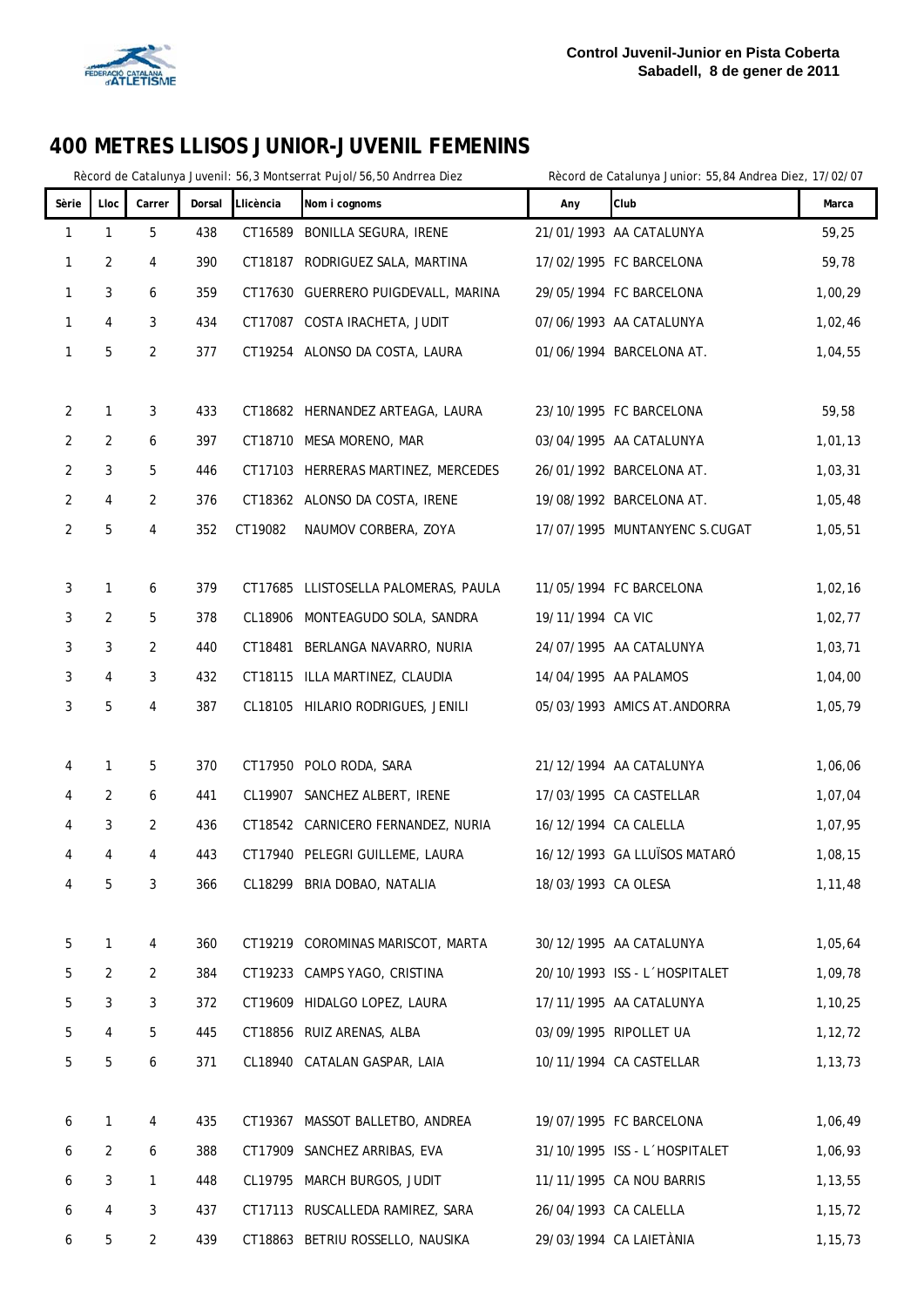**Control Juvenil-Junior en Pista Coberta**
**Sabadell, 8 de gener de 2011**

# 400 METRES LLISOS JUNIOR-JUVENIL FEMENINS

Rècord de Catalunya Juvenil: 56,3 Montserrat Pujol/56,50 Andrrea Diez — Rècord de Catalunya Junior: 55,84 Andrea Diez, 17/02/07

| Sèrie | Lloc | Carrer | Dorsal | Llicència | Nom i cognoms | Any | Club | Marca |
|---|---|---|---|---|---|---|---|---|
| 1 | 1 | 5 | 438 | CT16589 | BONILLA SEGURA, IRENE | 21/01/1993 | AA CATALUNYA | 59,25 |
| 1 | 2 | 4 | 390 | CT18187 | RODRIGUEZ SALA, MARTINA | 17/02/1995 | FC BARCELONA | 59,78 |
| 1 | 3 | 6 | 359 | CT17630 | GUERRERO PUIGDEVALL, MARINA | 29/05/1994 | FC BARCELONA | 1,00,29 |
| 1 | 4 | 3 | 434 | CT17087 | COSTA IRACHETA, JUDIT | 07/06/1993 | AA CATALUNYA | 1,02,46 |
| 1 | 5 | 2 | 377 | CT19254 | ALONSO DA COSTA, LAURA | 01/06/1994 | BARCELONA AT. | 1,04,55 |
| 2 | 1 | 3 | 433 | CT18682 | HERNANDEZ ARTEAGA, LAURA | 23/10/1995 | FC BARCELONA | 59,58 |
| 2 | 2 | 6 | 397 | CT18710 | MESA MORENO, MAR | 03/04/1995 | AA CATALUNYA | 1,01,13 |
| 2 | 3 | 5 | 446 | CT17103 | HERRERAS MARTINEZ, MERCEDES | 26/01/1992 | BARCELONA AT. | 1,03,31 |
| 2 | 4 | 2 | 376 | CT18362 | ALONSO DA COSTA, IRENE | 19/08/1992 | BARCELONA AT. | 1,05,48 |
| 2 | 5 | 4 | 352 | CT19082 | NAUMOV CORBERA, ZOYA | 17/07/1995 | MUNTANYENC S.CUGAT | 1,05,51 |
| 3 | 1 | 6 | 379 | CT17685 | LLISTOSELLA PALOMERAS, PAULA | 11/05/1994 | FC BARCELONA | 1,02,16 |
| 3 | 2 | 5 | 378 | CL18906 | MONTEAGUDO SOLA, SANDRA | 19/11/1994 | CA VIC | 1,02,77 |
| 3 | 3 | 2 | 440 | CT18481 | BERLANGA NAVARRO, NURIA | 24/07/1995 | AA CATALUNYA | 1,03,71 |
| 3 | 4 | 3 | 432 | CT18115 | ILLA MARTINEZ, CLAUDIA | 14/04/1995 | AA PALAMOS | 1,04,00 |
| 3 | 5 | 4 | 387 | CL18105 | HILARIO RODRIGUES, JENILI | 05/03/1993 | AMICS AT.ANDORRA | 1,05,79 |
| 4 | 1 | 5 | 370 | CT17950 | POLO RODA, SARA | 21/12/1994 | AA CATALUNYA | 1,06,06 |
| 4 | 2 | 6 | 441 | CL19907 | SANCHEZ ALBERT, IRENE | 17/03/1995 | CA CASTELLAR | 1,07,04 |
| 4 | 3 | 2 | 436 | CT18542 | CARNICERO FERNANDEZ, NURIA | 16/12/1994 | CA CALELLA | 1,07,95 |
| 4 | 4 | 4 | 443 | CT17940 | PELEGRI GUILLEME, LAURA | 16/12/1993 | GA LLUÏSOS MATARÓ | 1,08,15 |
| 4 | 5 | 3 | 366 | CL18299 | BRIA DOBAO, NATALIA | 18/03/1993 | CA OLESA | 1,11,48 |
| 5 | 1 | 4 | 360 | CT19219 | COROMINAS MARISCOT, MARTA | 30/12/1995 | AA CATALUNYA | 1,05,64 |
| 5 | 2 | 2 | 384 | CT19233 | CAMPS YAGO, CRISTINA | 20/10/1993 | ISS - L´HOSPITALET | 1,09,78 |
| 5 | 3 | 3 | 372 | CT19609 | HIDALGO LOPEZ, LAURA | 17/11/1995 | AA CATALUNYA | 1,10,25 |
| 5 | 4 | 5 | 445 | CT18856 | RUIZ ARENAS, ALBA | 03/09/1995 | RIPOLLET UA | 1,12,72 |
| 5 | 5 | 6 | 371 | CL18940 | CATALAN GASPAR, LAIA | 10/11/1994 | CA CASTELLAR | 1,13,73 |
| 6 | 1 | 4 | 435 | CT19367 | MASSOT BALLETBO, ANDREA | 19/07/1995 | FC BARCELONA | 1,06,49 |
| 6 | 2 | 6 | 388 | CT17909 | SANCHEZ ARRIBAS, EVA | 31/10/1995 | ISS - L´HOSPITALET | 1,06,93 |
| 6 | 3 | 1 | 448 | CL19795 | MARCH BURGOS, JUDIT | 11/11/1995 | CA NOU BARRIS | 1,13,55 |
| 6 | 4 | 3 | 437 | CT17113 | RUSCALLEDA RAMIREZ, SARA | 26/04/1993 | CA CALELLA | 1,15,72 |
| 6 | 5 | 2 | 439 | CT18863 | BETRIU ROSSELLO, NAUSIKA | 29/03/1994 | CA LAIETÀNIA | 1,15,73 |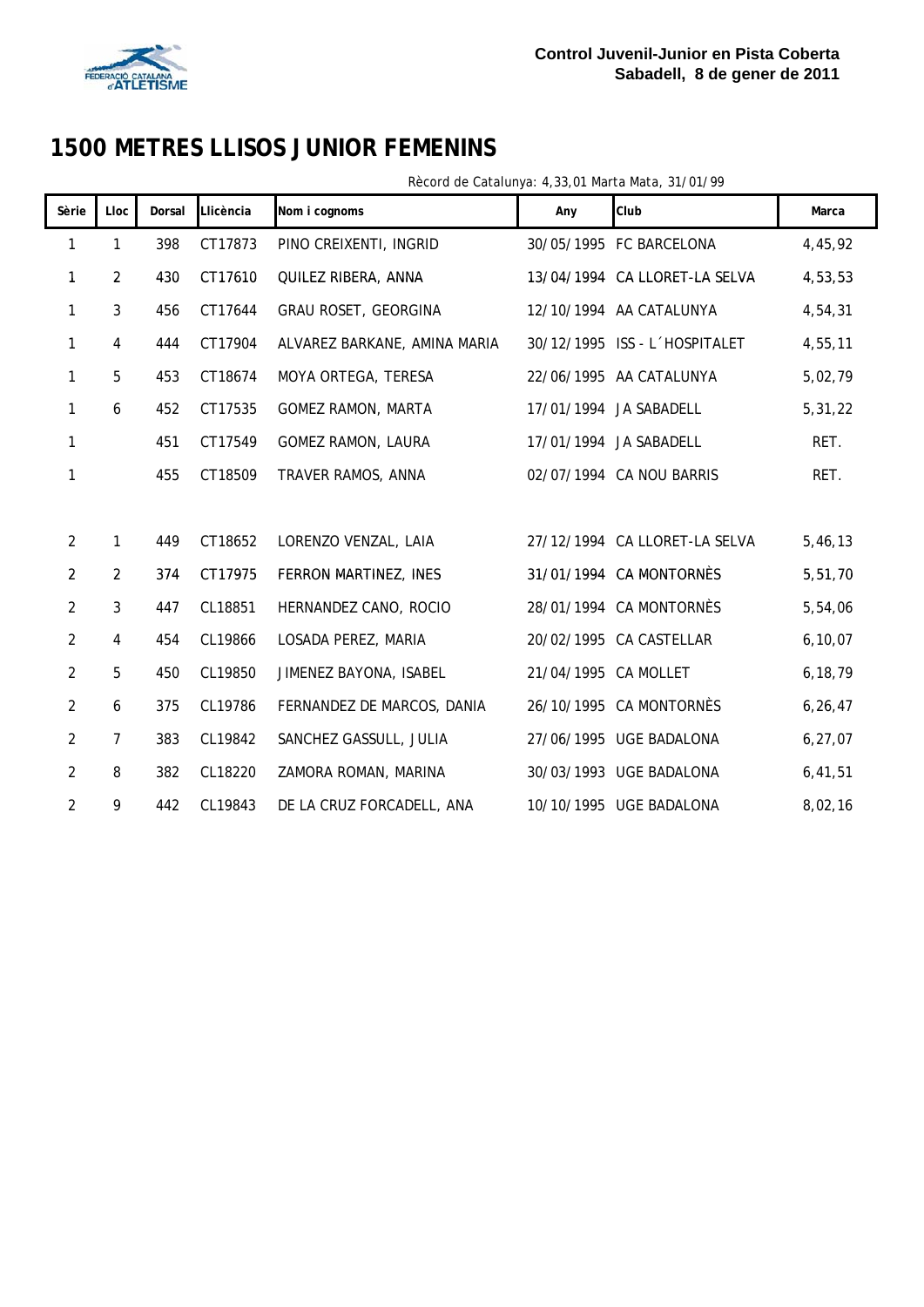**Control Juvenil-Junior en Pista Coberta**
**Sabadell, 8 de gener de 2011**

# 1500 METRES LLISOS JUNIOR FEMENINS

Rècord de Catalunya: 4,33,01 Marta Mata, 31/01/99

| Sèrie | Lloc | Dorsal | Llicència | Nom i cognoms | Any | Club | Marca |
|---|---|---|---|---|---|---|---|
| 1 | 1 | 398 | CT17873 | PINO CREIXENTI, INGRID | 30/05/1995 | FC BARCELONA | 4,45,92 |
| 1 | 2 | 430 | CT17610 | QUILEZ RIBERA, ANNA | 13/04/1994 | CA LLORET-LA SELVA | 4,53,53 |
| 1 | 3 | 456 | CT17644 | GRAU ROSET, GEORGINA | 12/10/1994 | AA CATALUNYA | 4,54,31 |
| 1 | 4 | 444 | CT17904 | ALVAREZ BARKANE, AMINA MARIA | 30/12/1995 | ISS - L´HOSPITALET | 4,55,11 |
| 1 | 5 | 453 | CT18674 | MOYA ORTEGA, TERESA | 22/06/1995 | AA CATALUNYA | 5,02,79 |
| 1 | 6 | 452 | CT17535 | GOMEZ RAMON, MARTA | 17/01/1994 | JA SABADELL | 5,31,22 |
| 1 | | 451 | CT17549 | GOMEZ RAMON, LAURA | 17/01/1994 | JA SABADELL | RET. |
| 1 | | 455 | CT18509 | TRAVER RAMOS, ANNA | 02/07/1994 | CA NOU BARRIS | RET. |
| 2 | 1 | 449 | CT18652 | LORENZO VENZAL, LAIA | 27/12/1994 | CA LLORET-LA SELVA | 5,46,13 |
| 2 | 2 | 374 | CT17975 | FERRON MARTINEZ, INES | 31/01/1994 | CA MONTORNÈS | 5,51,70 |
| 2 | 3 | 447 | CL18851 | HERNANDEZ CANO, ROCIO | 28/01/1994 | CA MONTORNÈS | 5,54,06 |
| 2 | 4 | 454 | CL19866 | LOSADA PEREZ, MARIA | 20/02/1995 | CA CASTELLAR | 6,10,07 |
| 2 | 5 | 450 | CL19850 | JIMENEZ BAYONA, ISABEL | 21/04/1995 | CA MOLLET | 6,18,79 |
| 2 | 6 | 375 | CL19786 | FERNANDEZ DE MARCOS, DANIA | 26/10/1995 | CA MONTORNÈS | 6,26,47 |
| 2 | 7 | 383 | CL19842 | SANCHEZ GASSULL, JULIA | 27/06/1995 | UGE BADALONA | 6,27,07 |
| 2 | 8 | 382 | CL18220 | ZAMORA ROMAN, MARINA | 30/03/1993 | UGE BADALONA | 6,41,51 |
| 2 | 9 | 442 | CL19843 | DE LA CRUZ FORCADELL, ANA | 10/10/1995 | UGE BADALONA | 8,02,16 |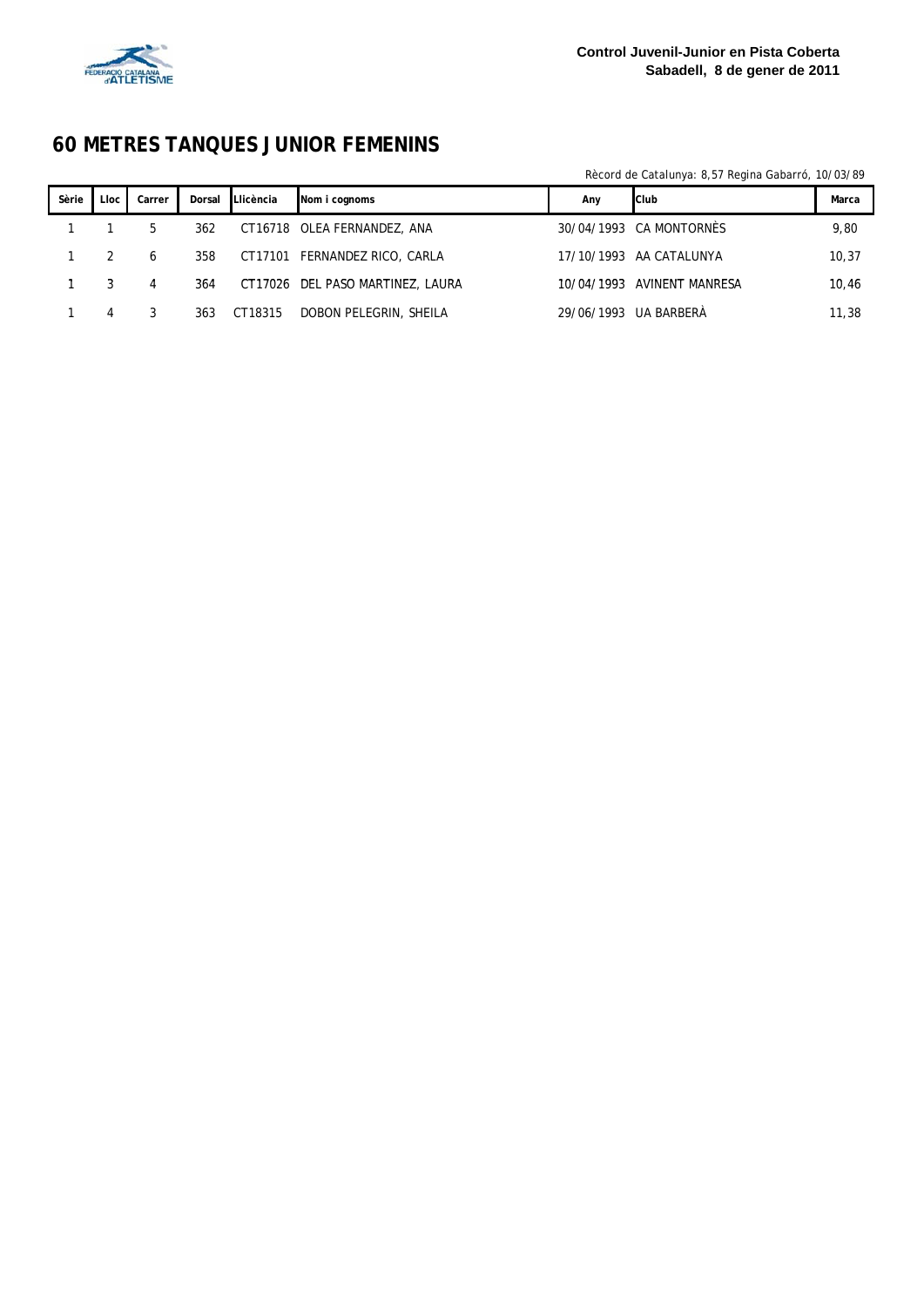Control Juvenil-Junior en Pista Coberta
Sabadell, 8 de gener de 2011

# 60 METRES TANQUES JUNIOR FEMENINS

Rècord de Catalunya: 8,57 Regina Gabarró, 10/03/89

| Sèrie | Lloc | Carrer | Dorsal | Llicència | Nom i cognoms | Any | Club | Marca |
|---|---|---|---|---|---|---|---|---|
| 1 | 1 | 5 | 362 | CT16718 | OLEA FERNANDEZ, ANA | 30/04/1993 | CA MONTORNÈS | 9,80 |
| 1 | 2 | 6 | 358 | CT17101 | FERNANDEZ RICO, CARLA | 17/10/1993 | AA CATALUNYA | 10,37 |
| 1 | 3 | 4 | 364 | CT17026 | DEL PASO MARTINEZ, LAURA | 10/04/1993 | AVINENT MANRESA | 10,46 |
| 1 | 4 | 3 | 363 | CT18315 | DOBON PELEGRIN, SHEILA | 29/06/1993 | UA BARBERÀ | 11,38 |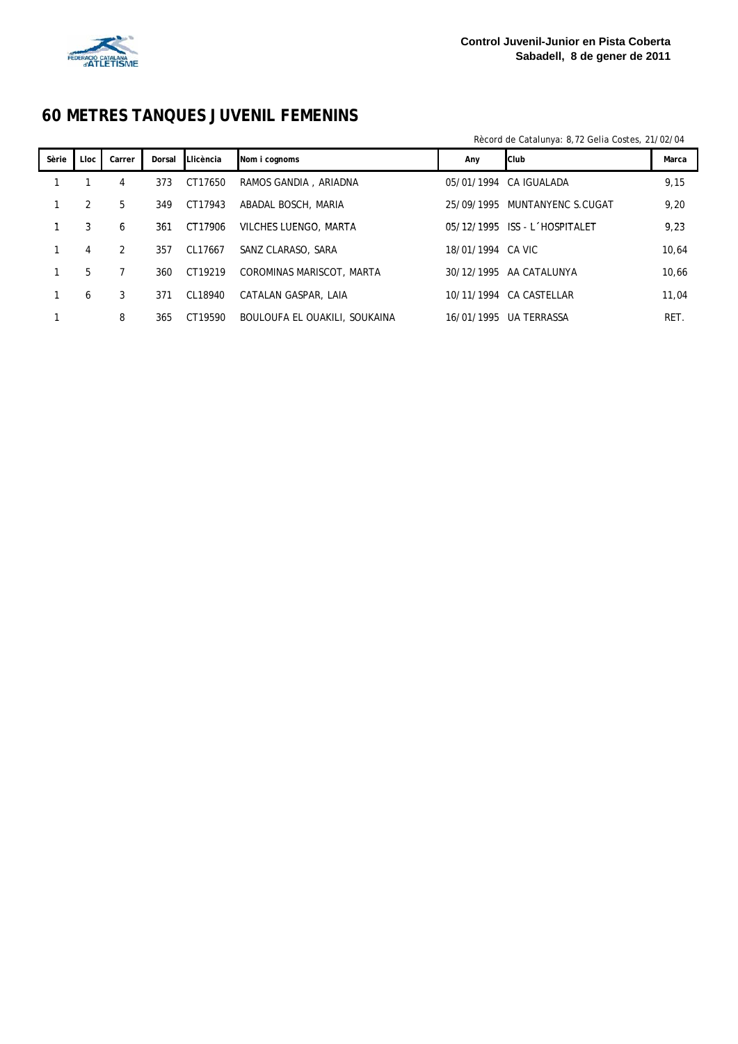**Control Juvenil-Junior en Pista Coberta**
**Sabadell, 8 de gener de 2011**

# 60 METRES TANQUES JUVENIL FEMENINS

Rècord de Catalunya: 8,72 Gelia Costes, 21/02/04

| Sèrie | Lloc | Carrer | Dorsal | Llicència | Nom i cognoms | Any | Club | Marca |
|---|---|---|---|---|---|---|---|---|
| 1 | 1 | 4 | 373 | CT17650 | RAMOS GANDIA , ARIADNA | 05/01/1994 | CA IGUALADA | 9,15 |
| 1 | 2 | 5 | 349 | CT17943 | ABADAL BOSCH, MARIA | 25/09/1995 | MUNTANYENC S.CUGAT | 9,20 |
| 1 | 3 | 6 | 361 | CT17906 | VILCHES LUENGO, MARTA | 05/12/1995 | ISS - L´HOSPITALET | 9,23 |
| 1 | 4 | 2 | 357 | CL17667 | SANZ CLARASO, SARA | 18/01/1994 | CA VIC | 10,64 |
| 1 | 5 | 7 | 360 | CT19219 | COROMINAS MARISCOT, MARTA | 30/12/1995 | AA CATALUNYA | 10,66 |
| 1 | 6 | 3 | 371 | CL18940 | CATALAN GASPAR, LAIA | 10/11/1994 | CA CASTELLAR | 11,04 |
| 1 | | 8 | 365 | CT19590 | BOULOUFA EL OUAKILI, SOUKAINA | 16/01/1995 | UA TERRASSA | RET. |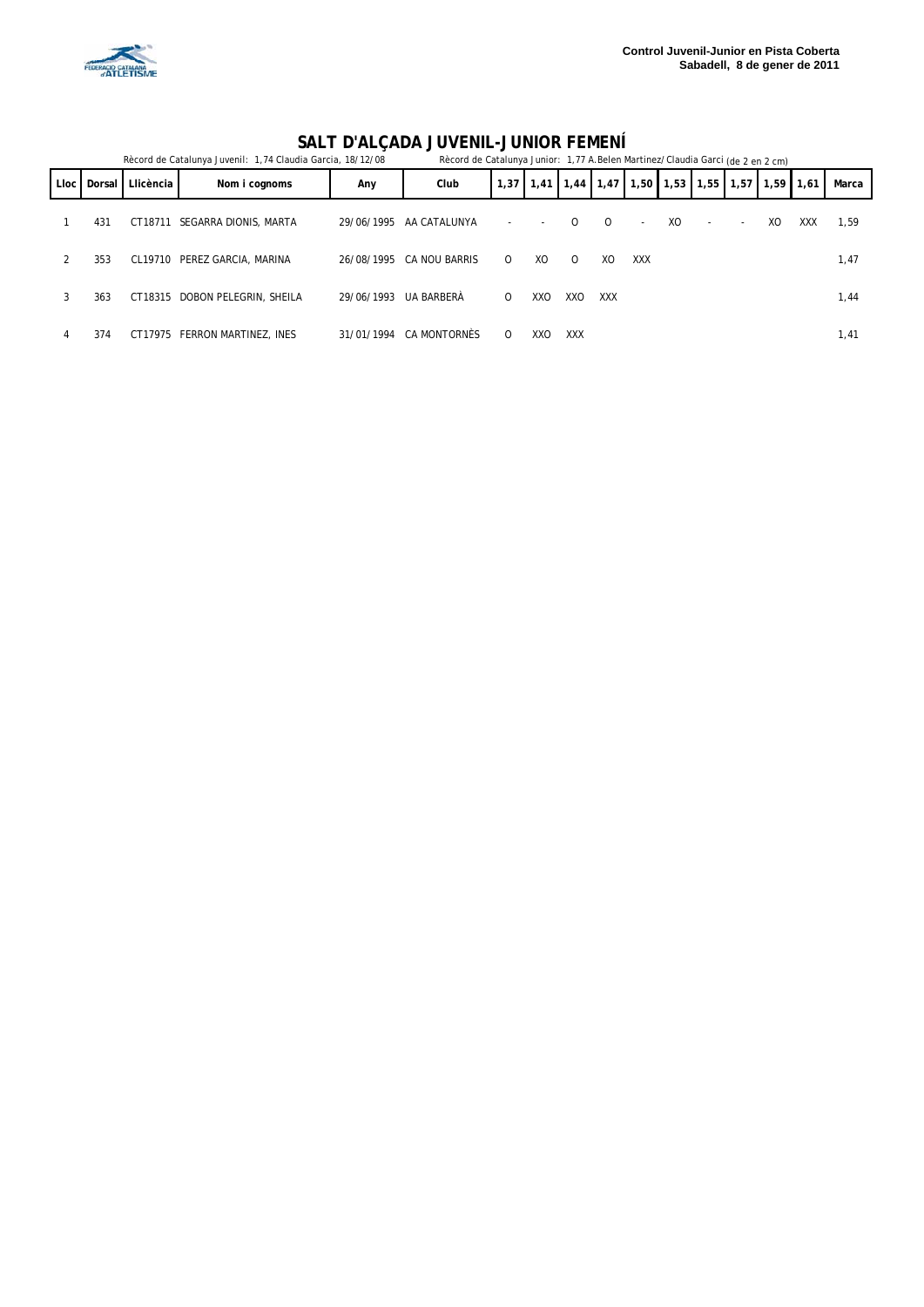Control Juvenil-Junior en Pista Coberta
Sabadell, 8 de gener de 2011

# SALT D'ALÇADA JUVENIL-JUNIOR FEMENÍ

Rècord de Catalunya Juvenil: 1,74 Claudia Garcia, 18/12/08 Rècord de Catalunya Junior: 1,77 A.Belen Martinez/Claudia Garci (de 2 en 2 cm)

| Lloc | Dorsal | Llicència | Nom i cognoms | Any | Club | 1,37 | 1,41 | 1,44 | 1,47 | 1,50 | 1,53 | 1,55 | 1,57 | 1,59 | 1,61 | Marca |
|---|---|---|---|---|---|---|---|---|---|---|---|---|---|---|---|---|
| 1 | 431 | CT18711 | SEGARRA DIONIS, MARTA | 29/06/1995 | AA CATALUNYA | - | - | O | O | - | XO | - | - | XO | XXX | 1,59 |
| 2 | 353 | CL19710 | PEREZ GARCIA, MARINA | 26/08/1995 | CA NOU BARRIS | O | XO | O | XO | XXX | | | | | | 1,47 |
| 3 | 363 | CT18315 | DOBON PELEGRIN, SHEILA | 29/06/1993 | UA BARBERÀ | O | XXO | XXO | XXX | | | | | | | 1,44 |
| 4 | 374 | CT17975 | FERRON MARTINEZ, INES | 31/01/1994 | CA MONTORNÈS | O | XXO | XXX | | | | | | | | 1,41 |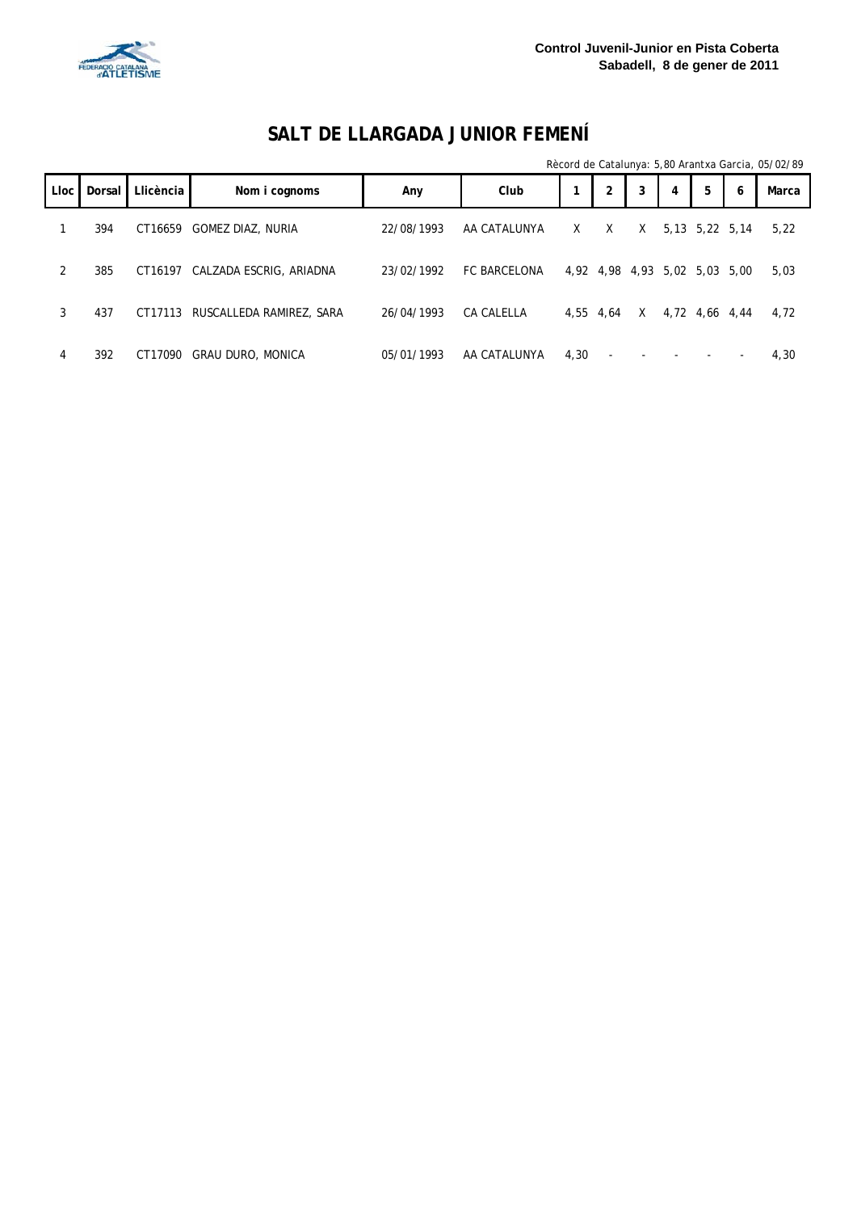**Control Juvenil-Junior en Pista Coberta**
**Sabadell, 8 de gener de 2011**

# SALT DE LLARGADA JUNIOR FEMENÍ

*Rècord de Catalunya: 5,80 Arantxa Garcia, 05/02/89*

| Lloc | Dorsal | Llicència | Nom i cognoms | Any | Club | 1 | 2 | 3 | 4 | 5 | 6 | Marca |
|---|---|---|---|---|---|---|---|---|---|---|---|---|
| 1 | 394 | CT16659 | GOMEZ DIAZ, NURIA | 22/08/1993 | AA CATALUNYA | X | X | X | 5,13 | 5,22 | 5,14 | 5,22 |
| 2 | 385 | CT16197 | CALZADA ESCRIG, ARIADNA | 23/02/1992 | FC BARCELONA | 4,92 | 4,98 | 4,93 | 5,02 | 5,03 | 5,00 | 5,03 |
| 3 | 437 | CT17113 | RUSCALLEDA RAMIREZ, SARA | 26/04/1993 | CA CALELLA | 4,55 | 4,64 | X | 4,72 | 4,66 | 4,44 | 4,72 |
| 4 | 392 | CT17090 | GRAU DURO, MONICA | 05/01/1993 | AA CATALUNYA | 4,30 | - | - | - | - | - | 4,30 |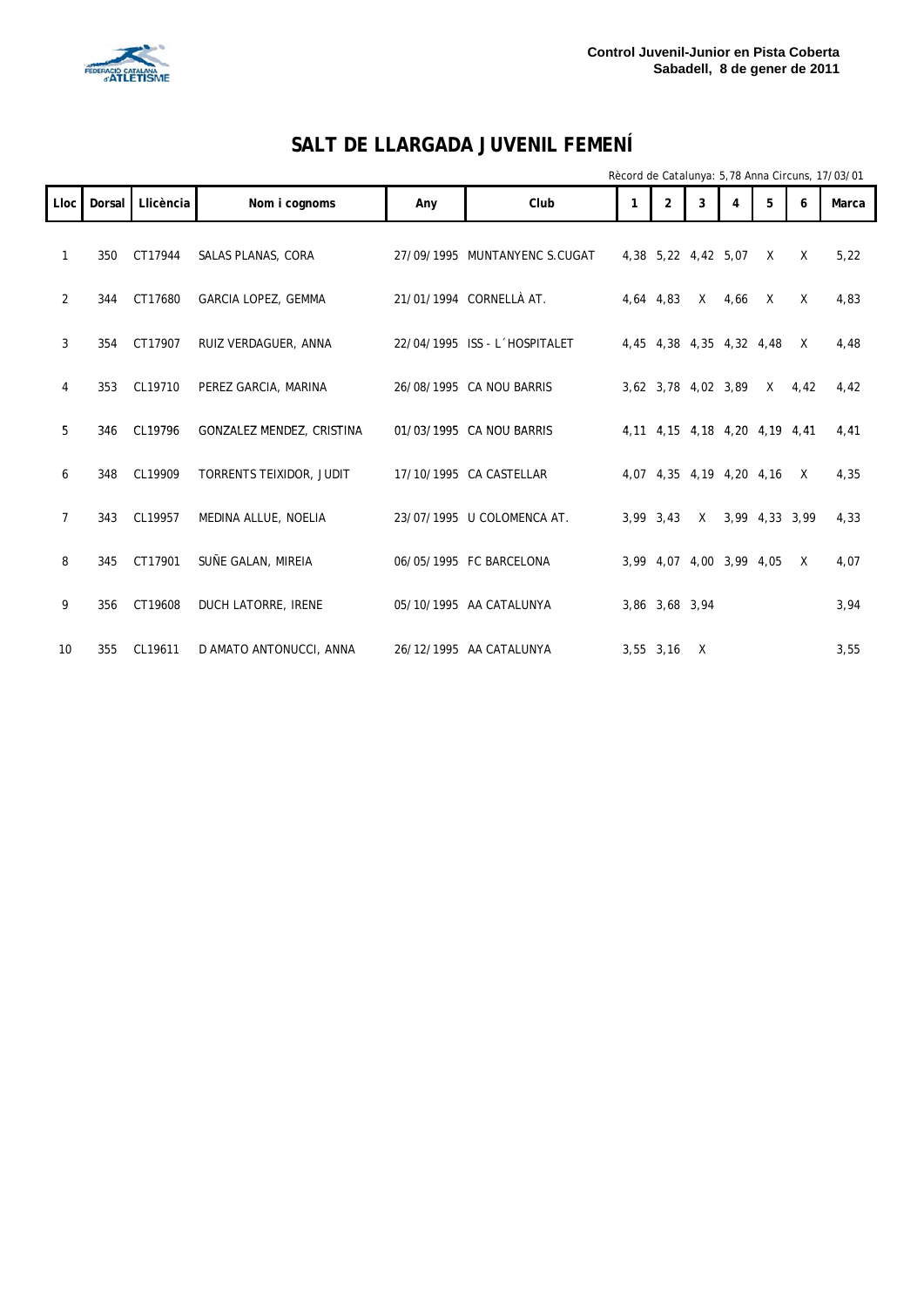Control Juvenil-Junior en Pista Coberta
Sabadell, 8 de gener de 2011

# SALT DE LLARGADA JUVENIL FEMENÍ

Rècord de Catalunya: 5,78 Anna Circuns, 17/03/01

| Lloc | Dorsal | Llicència | Nom i cognoms | Any | Club | 1 | 2 | 3 | 4 | 5 | 6 | Marca |
|---|---|---|---|---|---|---|---|---|---|---|---|---|
| 1 | 350 | CT17944 | SALAS PLANAS, CORA | 27/09/1995 | MUNTANYENC S.CUGAT | 4,38 | 5,22 | 4,42 | 5,07 | X | X | 5,22 |
| 2 | 344 | CT17680 | GARCIA LOPEZ, GEMMA | 21/01/1994 | CORNELLÀ AT. | 4,64 | 4,83 | X | 4,66 | X | X | 4,83 |
| 3 | 354 | CT17907 | RUIZ VERDAGUER, ANNA | 22/04/1995 | ISS - L´HOSPITALET | 4,45 | 4,38 | 4,35 | 4,32 | 4,48 | X | 4,48 |
| 4 | 353 | CL19710 | PEREZ GARCIA, MARINA | 26/08/1995 | CA NOU BARRIS | 3,62 | 3,78 | 4,02 | 3,89 | X | 4,42 | 4,42 |
| 5 | 346 | CL19796 | GONZALEZ MENDEZ, CRISTINA | 01/03/1995 | CA NOU BARRIS | 4,11 | 4,15 | 4,18 | 4,20 | 4,19 | 4,41 | 4,41 |
| 6 | 348 | CL19909 | TORRENTS TEIXIDOR, JUDIT | 17/10/1995 | CA CASTELLAR | 4,07 | 4,35 | 4,19 | 4,20 | 4,16 | X | 4,35 |
| 7 | 343 | CL19957 | MEDINA ALLUE, NOELIA | 23/07/1995 | U COLOMENCA AT. | 3,99 | 3,43 | X | 3,99 | 4,33 | 3,99 | 4,33 |
| 8 | 345 | CT17901 | SUÑE GALAN, MIREIA | 06/05/1995 | FC BARCELONA | 3,99 | 4,07 | 4,00 | 3,99 | 4,05 | X | 4,07 |
| 9 | 356 | CT19608 | DUCH LATORRE, IRENE | 05/10/1995 | AA CATALUNYA | 3,86 | 3,68 | 3,94 | | | | 3,94 |
| 10 | 355 | CL19611 | D AMATO ANTONUCCI, ANNA | 26/12/1995 | AA CATALUNYA | 3,55 | 3,16 | X | | | | 3,55 |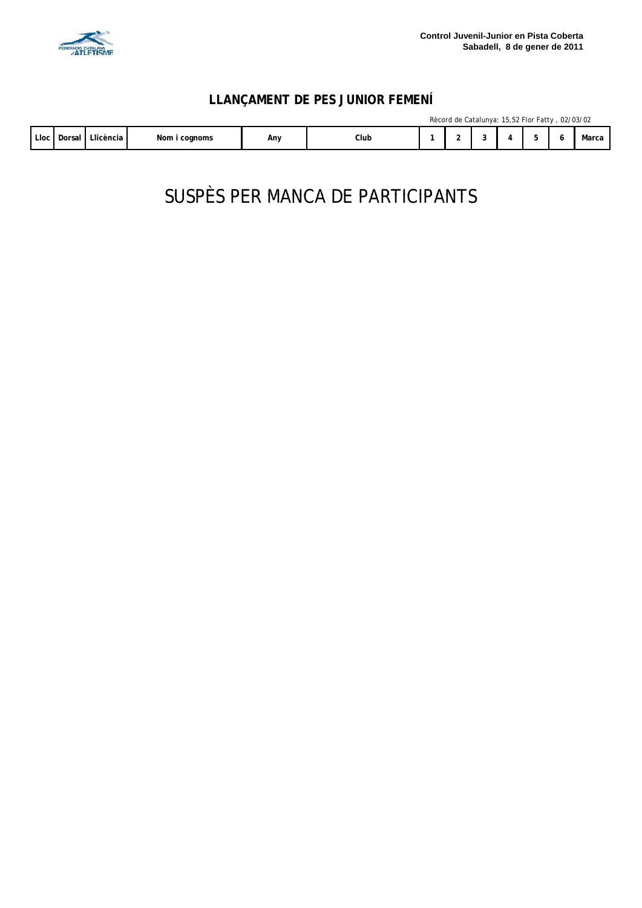Control Juvenil-Junior en Pista Coberta
Sabadell, 8 de gener de 2011

## LLANÇAMENT DE PES JUNIOR FEMENÍ

Rècord de Catalunya: 15,52 Flor Fatty , 02/03/02

| Lloc | Dorsal | Llicència | Nom i cognoms | Any | Club | 1 | 2 | 3 | 4 | 5 | 6 | Marca |
|---|---|---|---|---|---|---|---|---|---|---|---|---|

SUSPÈS PER MANCA DE PARTICIPANTS